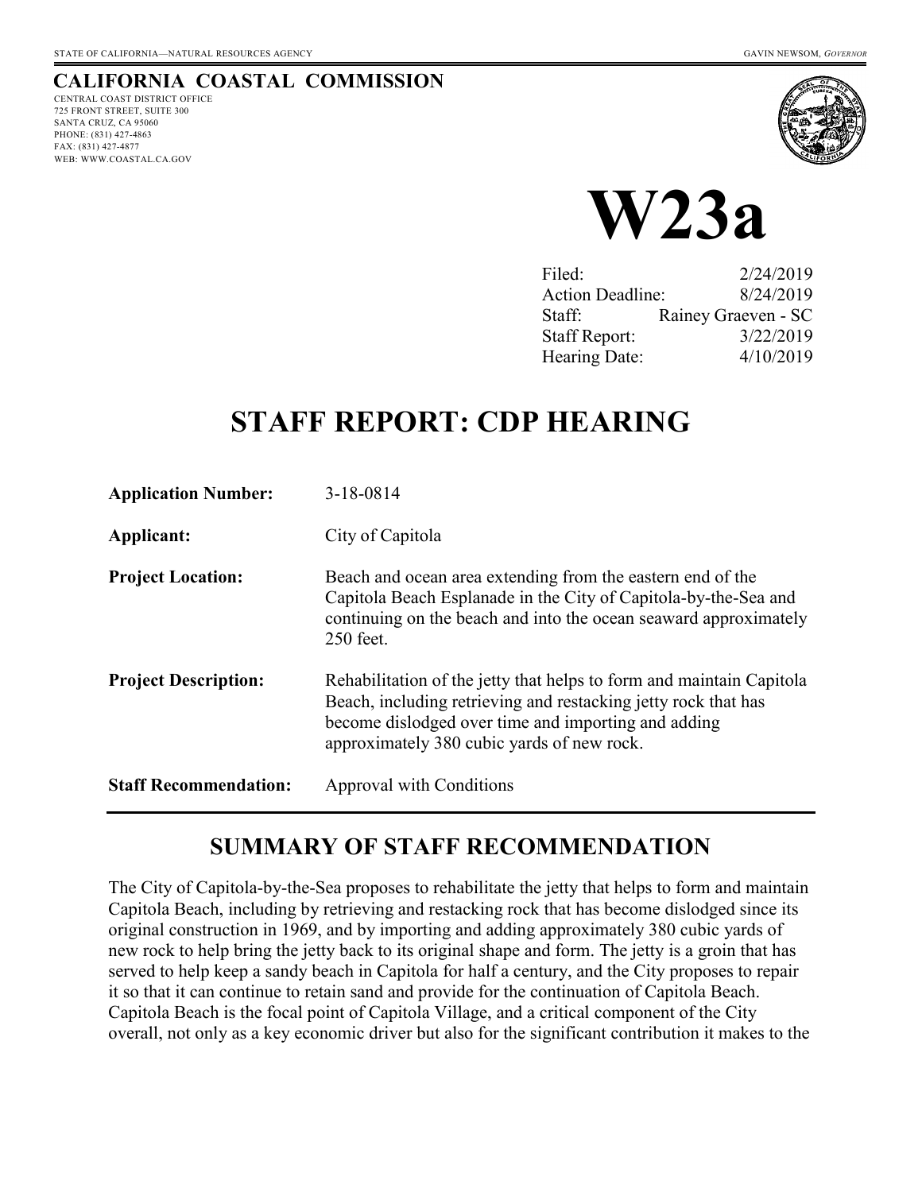STATE OF CALIFORNIA—NATURAL RESOURCES AGENCY GAVIN NEWSOM, *GOVERNOR*

# CALIFORNIA COASTAL COMMISSION

CENTRAL COAST DISTRICT OFFICE
725 FRONT STREET, SUITE 300
SANTA CRUZ, CA 95060
PHONE: (831) 427-4863
FAX: (831) 427-4877
WEB: WWW.COASTAL.CA.GOV

# W23a

| | |
|---|---|
| Filed: | 2/24/2019 |
| Action Deadline: | 8/24/2019 |
| Staff: | Rainey Graeven - SC |
| Staff Report: | 3/22/2019 |
| Hearing Date: | 4/10/2019 |

# STAFF REPORT: CDP HEARING

| | |
|---|---|
| **Application Number:** | 3-18-0814 |
| **Applicant:** | City of Capitola |
| **Project Location:** | Beach and ocean area extending from the eastern end of the Capitola Beach Esplanade in the City of Capitola-by-the-Sea and continuing on the beach and into the ocean seaward approximately 250 feet. |
| **Project Description:** | Rehabilitation of the jetty that helps to form and maintain Capitola Beach, including retrieving and restacking jetty rock that has become dislodged over time and importing and adding approximately 380 cubic yards of new rock. |
| **Staff Recommendation:** | Approval with Conditions |

## SUMMARY OF STAFF RECOMMENDATION

The City of Capitola-by-the-Sea proposes to rehabilitate the jetty that helps to form and maintain Capitola Beach, including by retrieving and restacking rock that has become dislodged since its original construction in 1969, and by importing and adding approximately 380 cubic yards of new rock to help bring the jetty back to its original shape and form. The jetty is a groin that has served to help keep a sandy beach in Capitola for half a century, and the City proposes to repair it so that it can continue to retain sand and provide for the continuation of Capitola Beach. Capitola Beach is the focal point of Capitola Village, and a critical component of the City overall, not only as a key economic driver but also for the significant contribution it makes to the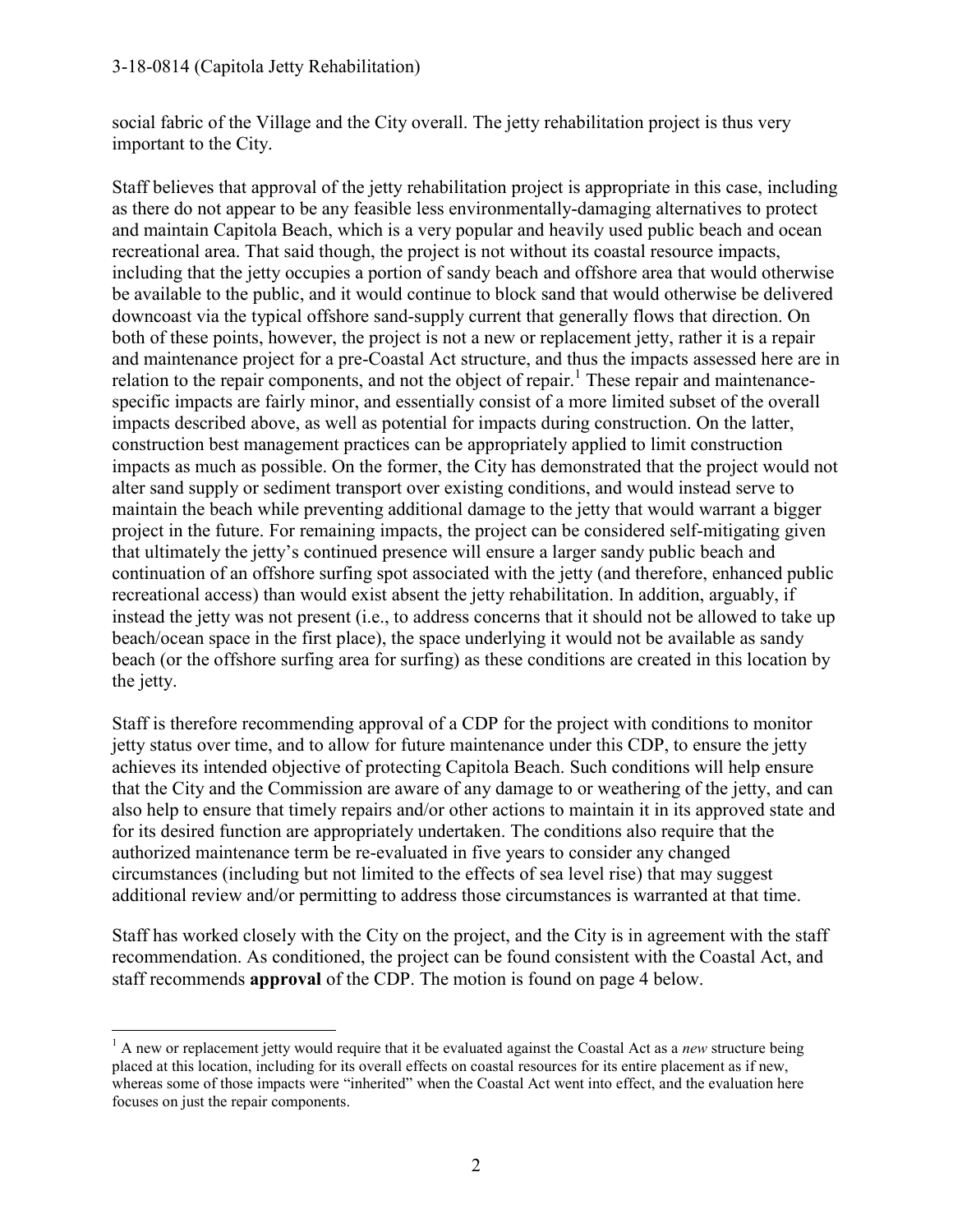social fabric of the Village and the City overall. The jetty rehabilitation project is thus very important to the City.

Staff believes that approval of the jetty rehabilitation project is appropriate in this case, including as there do not appear to be any feasible less environmentally-damaging alternatives to protect and maintain Capitola Beach, which is a very popular and heavily used public beach and ocean recreational area. That said though, the project is not without its coastal resource impacts, including that the jetty occupies a portion of sandy beach and offshore area that would otherwise be available to the public, and it would continue to block sand that would otherwise be delivered downcoast via the typical offshore sand-supply current that generally flows that direction. On both of these points, however, the project is not a new or replacement jetty, rather it is a repair and maintenance project for a pre-Coastal Act structure, and thus the impacts assessed here are in relation to the repair components, and not the object of repair.[1] These repair and maintenance-specific impacts are fairly minor, and essentially consist of a more limited subset of the overall impacts described above, as well as potential for impacts during construction. On the latter, construction best management practices can be appropriately applied to limit construction impacts as much as possible. On the former, the City has demonstrated that the project would not alter sand supply or sediment transport over existing conditions, and would instead serve to maintain the beach while preventing additional damage to the jetty that would warrant a bigger project in the future. For remaining impacts, the project can be considered self-mitigating given that ultimately the jetty's continued presence will ensure a larger sandy public beach and continuation of an offshore surfing spot associated with the jetty (and therefore, enhanced public recreational access) than would exist absent the jetty rehabilitation. In addition, arguably, if instead the jetty was not present (i.e., to address concerns that it should not be allowed to take up beach/ocean space in the first place), the space underlying it would not be available as sandy beach (or the offshore surfing area for surfing) as these conditions are created in this location by the jetty.

Staff is therefore recommending approval of a CDP for the project with conditions to monitor jetty status over time, and to allow for future maintenance under this CDP, to ensure the jetty achieves its intended objective of protecting Capitola Beach. Such conditions will help ensure that the City and the Commission are aware of any damage to or weathering of the jetty, and can also help to ensure that timely repairs and/or other actions to maintain it in its approved state and for its desired function are appropriately undertaken. The conditions also require that the authorized maintenance term be re-evaluated in five years to consider any changed circumstances (including but not limited to the effects of sea level rise) that may suggest additional review and/or permitting to address those circumstances is warranted at that time.

Staff has worked closely with the City on the project, and the City is in agreement with the staff recommendation. As conditioned, the project can be found consistent with the Coastal Act, and staff recommends **approval** of the CDP. The motion is found on page 4 below.

---

[1] A new or replacement jetty would require that it be evaluated against the Coastal Act as a *new* structure being placed at this location, including for its overall effects on coastal resources for its entire placement as if new, whereas some of those impacts were "inherited" when the Coastal Act went into effect, and the evaluation here focuses on just the repair components.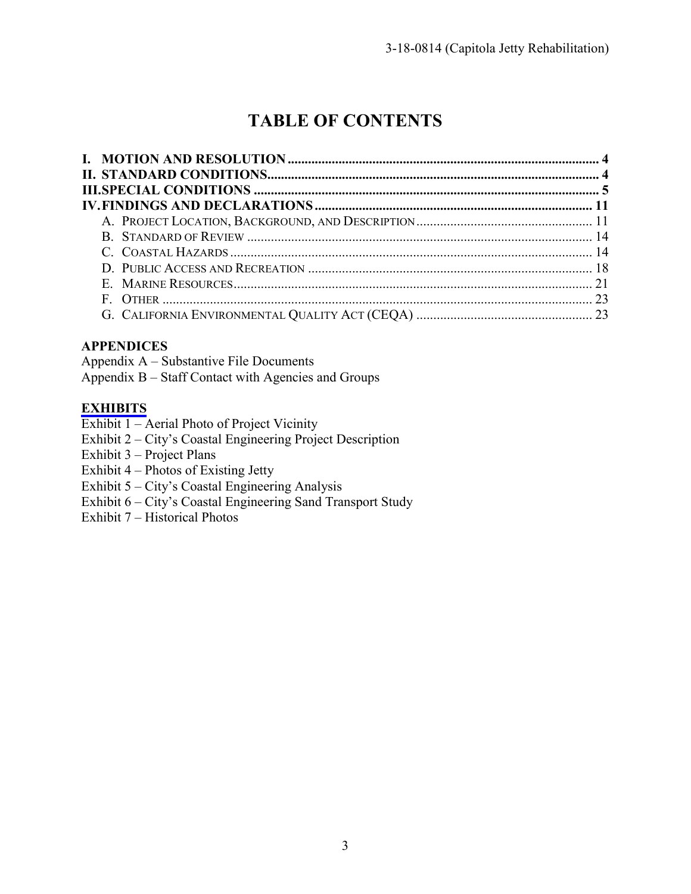# TABLE OF CONTENTS

**I. MOTION AND RESOLUTION** ........ 4
**II. STANDARD CONDITIONS** ........ 4
**III. SPECIAL CONDITIONS** ........ 5
**IV. FINDINGS AND DECLARATIONS** ........ 11
- A. Project Location, Background, and Description ........ 11
- B. Standard of Review ........ 14
- C. Coastal Hazards ........ 14
- D. Public Access and Recreation ........ 18
- E. Marine Resources ........ 21
- F. Other ........ 23
- G. California Environmental Quality Act (CEQA) ........ 23

**APPENDICES**

Appendix A – Substantive File Documents
Appendix B – Staff Contact with Agencies and Groups

**EXHIBITS**

Exhibit 1 – Aerial Photo of Project Vicinity
Exhibit 2 – City's Coastal Engineering Project Description
Exhibit 3 – Project Plans
Exhibit 4 – Photos of Existing Jetty
Exhibit 5 – City's Coastal Engineering Analysis
Exhibit 6 – City's Coastal Engineering Sand Transport Study
Exhibit 7 – Historical Photos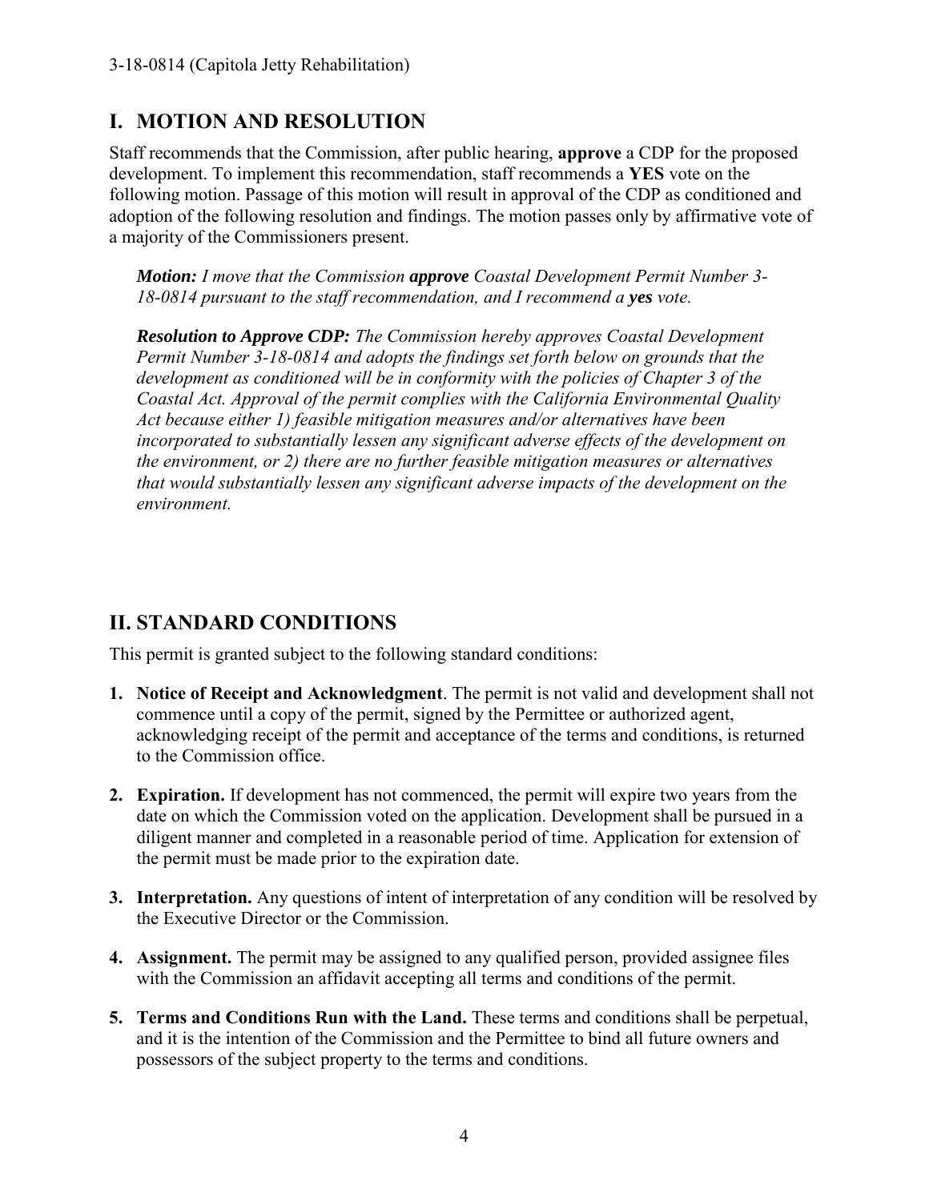## I. MOTION AND RESOLUTION

Staff recommends that the Commission, after public hearing, **approve** a CDP for the proposed development. To implement this recommendation, staff recommends a **YES** vote on the following motion. Passage of this motion will result in approval of the CDP as conditioned and adoption of the following resolution and findings. The motion passes only by affirmative vote of a majority of the Commissioners present.

> ***Motion:*** *I move that the Commission* ***approve*** *Coastal Development Permit Number 3-18-0814 pursuant to the staff recommendation, and I recommend a* ***yes*** *vote.*
>
> ***Resolution to Approve CDP:*** *The Commission hereby approves Coastal Development Permit Number 3-18-0814 and adopts the findings set forth below on grounds that the development as conditioned will be in conformity with the policies of Chapter 3 of the Coastal Act. Approval of the permit complies with the California Environmental Quality Act because either 1) feasible mitigation measures and/or alternatives have been incorporated to substantially lessen any significant adverse effects of the development on the environment, or 2) there are no further feasible mitigation measures or alternatives that would substantially lessen any significant adverse impacts of the development on the environment.*

## II. STANDARD CONDITIONS

This permit is granted subject to the following standard conditions:

1. **Notice of Receipt and Acknowledgment**. The permit is not valid and development shall not commence until a copy of the permit, signed by the Permittee or authorized agent, acknowledging receipt of the permit and acceptance of the terms and conditions, is returned to the Commission office.

2. **Expiration.** If development has not commenced, the permit will expire two years from the date on which the Commission voted on the application. Development shall be pursued in a diligent manner and completed in a reasonable period of time. Application for extension of the permit must be made prior to the expiration date.

3. **Interpretation.** Any questions of intent of interpretation of any condition will be resolved by the Executive Director or the Commission.

4. **Assignment.** The permit may be assigned to any qualified person, provided assignee files with the Commission an affidavit accepting all terms and conditions of the permit.

5. **Terms and Conditions Run with the Land.** These terms and conditions shall be perpetual, and it is the intention of the Commission and the Permittee to bind all future owners and possessors of the subject property to the terms and conditions.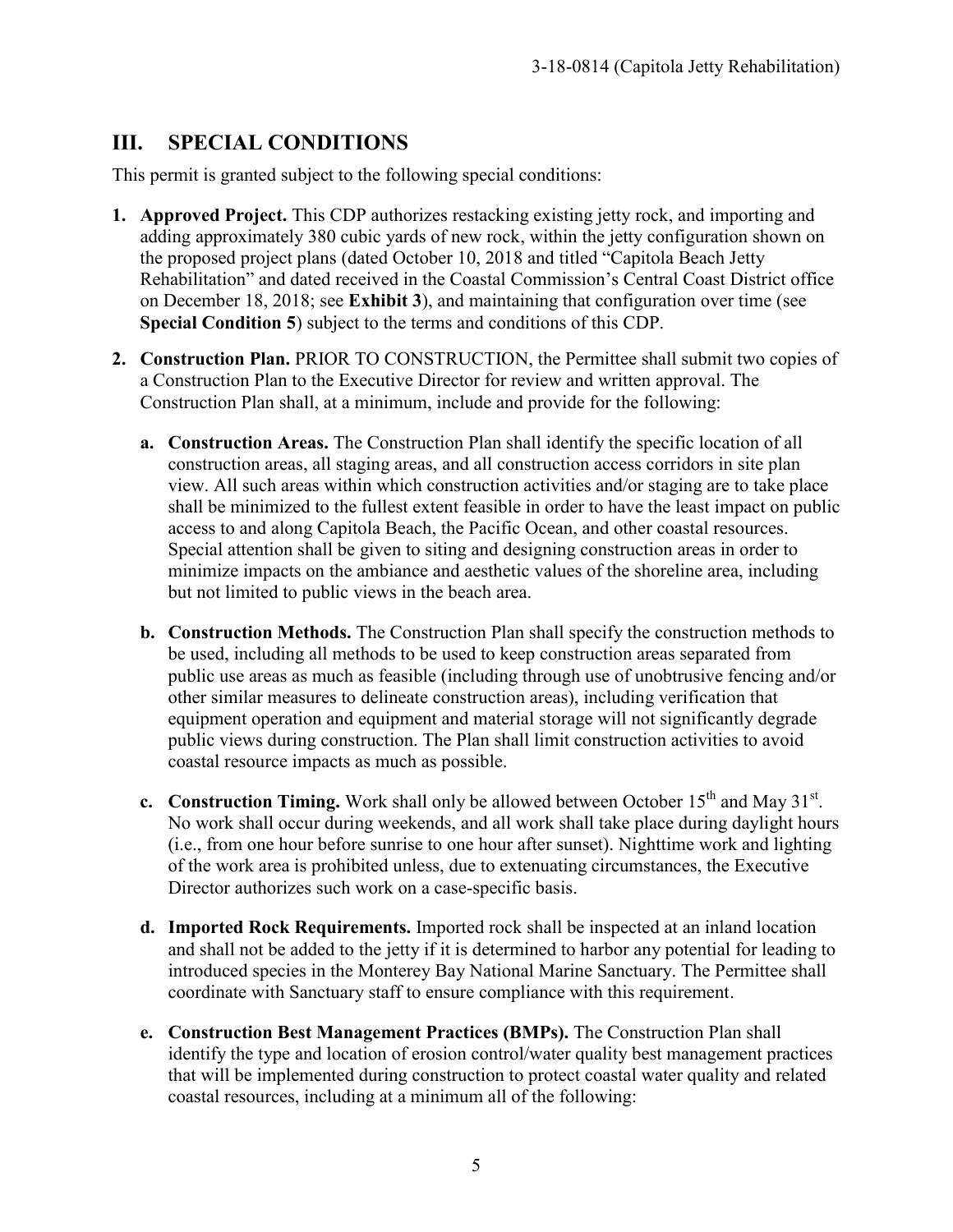## III. SPECIAL CONDITIONS

This permit is granted subject to the following special conditions:

1. **Approved Project.** This CDP authorizes restacking existing jetty rock, and importing and adding approximately 380 cubic yards of new rock, within the jetty configuration shown on the proposed project plans (dated October 10, 2018 and titled "Capitola Beach Jetty Rehabilitation" and dated received in the Coastal Commission's Central Coast District office on December 18, 2018; see **Exhibit 3**), and maintaining that configuration over time (see **Special Condition 5**) subject to the terms and conditions of this CDP.

2. **Construction Plan.** PRIOR TO CONSTRUCTION, the Permittee shall submit two copies of a Construction Plan to the Executive Director for review and written approval. The Construction Plan shall, at a minimum, include and provide for the following:

   a. **Construction Areas.** The Construction Plan shall identify the specific location of all construction areas, all staging areas, and all construction access corridors in site plan view. All such areas within which construction activities and/or staging are to take place shall be minimized to the fullest extent feasible in order to have the least impact on public access to and along Capitola Beach, the Pacific Ocean, and other coastal resources. Special attention shall be given to siting and designing construction areas in order to minimize impacts on the ambiance and aesthetic values of the shoreline area, including but not limited to public views in the beach area.

   b. **Construction Methods.** The Construction Plan shall specify the construction methods to be used, including all methods to be used to keep construction areas separated from public use areas as much as feasible (including through use of unobtrusive fencing and/or other similar measures to delineate construction areas), including verification that equipment operation and equipment and material storage will not significantly degrade public views during construction. The Plan shall limit construction activities to avoid coastal resource impacts as much as possible.

   c. **Construction Timing.** Work shall only be allowed between October 15th and May 31st. No work shall occur during weekends, and all work shall take place during daylight hours (i.e., from one hour before sunrise to one hour after sunset). Nighttime work and lighting of the work area is prohibited unless, due to extenuating circumstances, the Executive Director authorizes such work on a case-specific basis.

   d. **Imported Rock Requirements.** Imported rock shall be inspected at an inland location and shall not be added to the jetty if it is determined to harbor any potential for leading to introduced species in the Monterey Bay National Marine Sanctuary. The Permittee shall coordinate with Sanctuary staff to ensure compliance with this requirement.

   e. **Construction Best Management Practices (BMPs).** The Construction Plan shall identify the type and location of erosion control/water quality best management practices that will be implemented during construction to protect coastal water quality and related coastal resources, including at a minimum all of the following: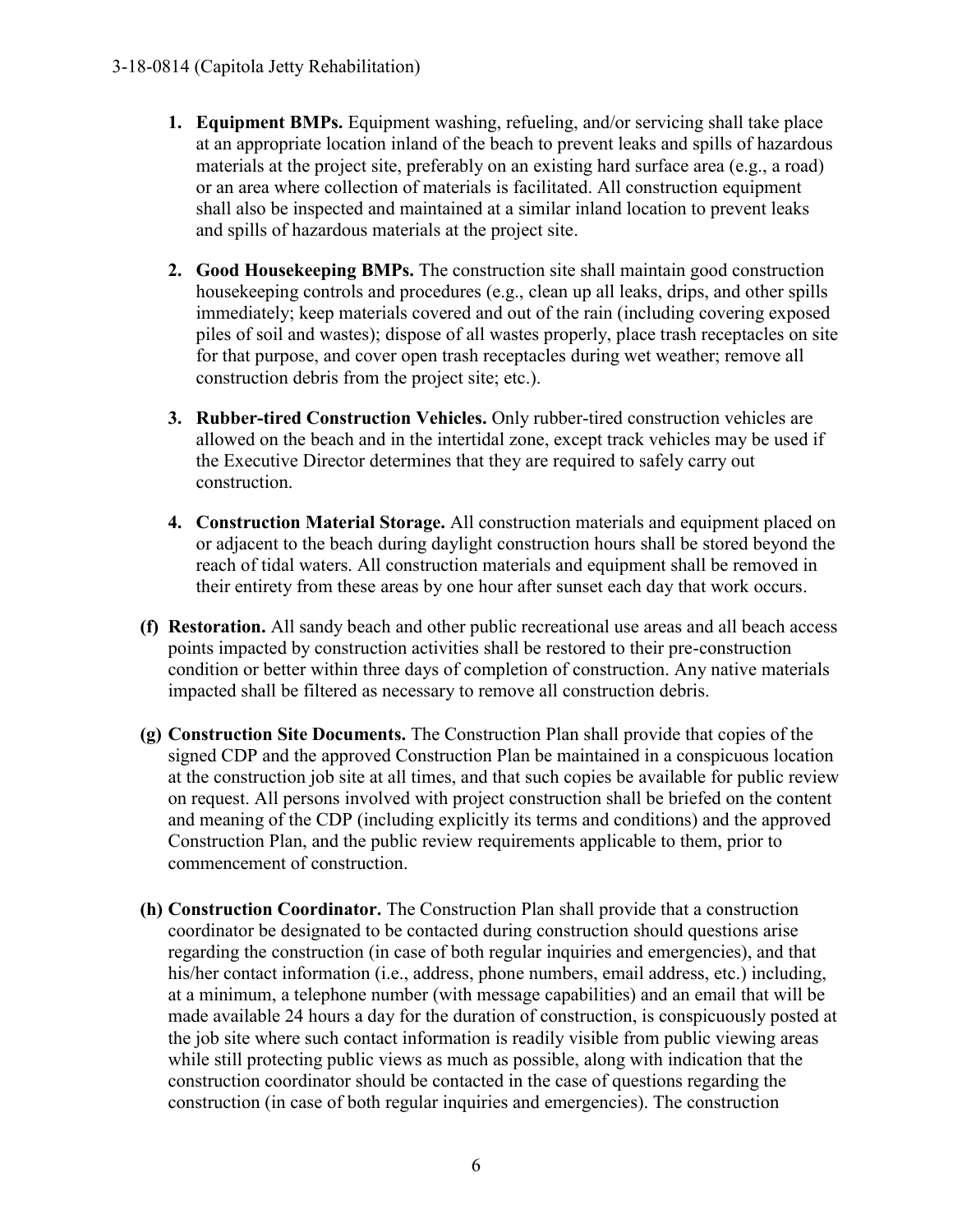1. **Equipment BMPs.** Equipment washing, refueling, and/or servicing shall take place at an appropriate location inland of the beach to prevent leaks and spills of hazardous materials at the project site, preferably on an existing hard surface area (e.g., a road) or an area where collection of materials is facilitated. All construction equipment shall also be inspected and maintained at a similar inland location to prevent leaks and spills of hazardous materials at the project site.

2. **Good Housekeeping BMPs.** The construction site shall maintain good construction housekeeping controls and procedures (e.g., clean up all leaks, drips, and other spills immediately; keep materials covered and out of the rain (including covering exposed piles of soil and wastes); dispose of all wastes properly, place trash receptacles on site for that purpose, and cover open trash receptacles during wet weather; remove all construction debris from the project site; etc.).

3. **Rubber-tired Construction Vehicles.** Only rubber-tired construction vehicles are allowed on the beach and in the intertidal zone, except track vehicles may be used if the Executive Director determines that they are required to safely carry out construction.

4. **Construction Material Storage.** All construction materials and equipment placed on or adjacent to the beach during daylight construction hours shall be stored beyond the reach of tidal waters. All construction materials and equipment shall be removed in their entirety from these areas by one hour after sunset each day that work occurs.

**(f) Restoration.** All sandy beach and other public recreational use areas and all beach access points impacted by construction activities shall be restored to their pre-construction condition or better within three days of completion of construction. Any native materials impacted shall be filtered as necessary to remove all construction debris.

**(g) Construction Site Documents.** The Construction Plan shall provide that copies of the signed CDP and the approved Construction Plan be maintained in a conspicuous location at the construction job site at all times, and that such copies be available for public review on request. All persons involved with project construction shall be briefed on the content and meaning of the CDP (including explicitly its terms and conditions) and the approved Construction Plan, and the public review requirements applicable to them, prior to commencement of construction.

**(h) Construction Coordinator.** The Construction Plan shall provide that a construction coordinator be designated to be contacted during construction should questions arise regarding the construction (in case of both regular inquiries and emergencies), and that his/her contact information (i.e., address, phone numbers, email address, etc.) including, at a minimum, a telephone number (with message capabilities) and an email that will be made available 24 hours a day for the duration of construction, is conspicuously posted at the job site where such contact information is readily visible from public viewing areas while still protecting public views as much as possible, along with indication that the construction coordinator should be contacted in the case of questions regarding the construction (in case of both regular inquiries and emergencies). The construction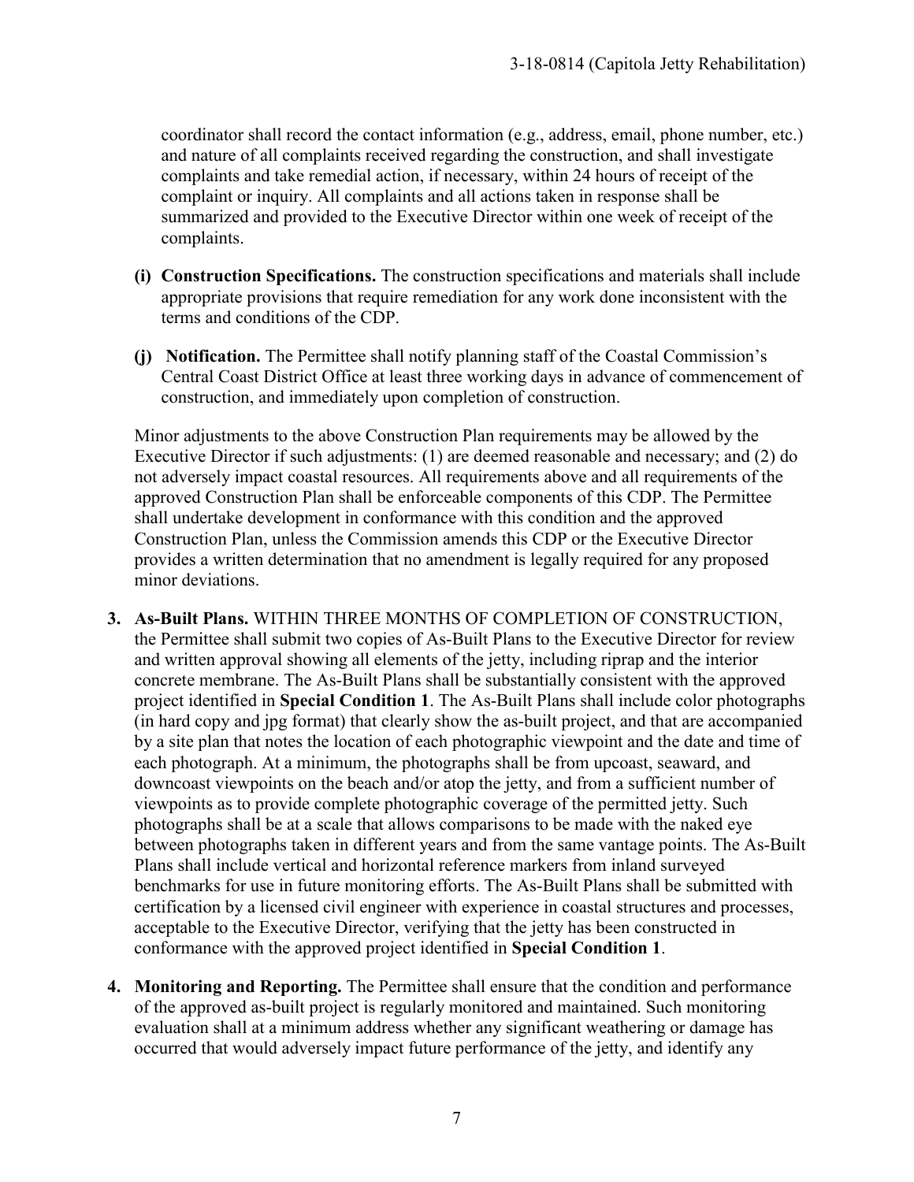coordinator shall record the contact information (e.g., address, email, phone number, etc.) and nature of all complaints received regarding the construction, and shall investigate complaints and take remedial action, if necessary, within 24 hours of receipt of the complaint or inquiry. All complaints and all actions taken in response shall be summarized and provided to the Executive Director within one week of receipt of the complaints.

**(i) Construction Specifications.** The construction specifications and materials shall include appropriate provisions that require remediation for any work done inconsistent with the terms and conditions of the CDP.

**(j) Notification.** The Permittee shall notify planning staff of the Coastal Commission's Central Coast District Office at least three working days in advance of commencement of construction, and immediately upon completion of construction.

Minor adjustments to the above Construction Plan requirements may be allowed by the Executive Director if such adjustments: (1) are deemed reasonable and necessary; and (2) do not adversely impact coastal resources. All requirements above and all requirements of the approved Construction Plan shall be enforceable components of this CDP. The Permittee shall undertake development in conformance with this condition and the approved Construction Plan, unless the Commission amends this CDP or the Executive Director provides a written determination that no amendment is legally required for any proposed minor deviations.

3. **As-Built Plans.** WITHIN THREE MONTHS OF COMPLETION OF CONSTRUCTION, the Permittee shall submit two copies of As-Built Plans to the Executive Director for review and written approval showing all elements of the jetty, including riprap and the interior concrete membrane. The As-Built Plans shall be substantially consistent with the approved project identified in **Special Condition 1**. The As-Built Plans shall include color photographs (in hard copy and jpg format) that clearly show the as-built project, and that are accompanied by a site plan that notes the location of each photographic viewpoint and the date and time of each photograph. At a minimum, the photographs shall be from upcoast, seaward, and downcoast viewpoints on the beach and/or atop the jetty, and from a sufficient number of viewpoints as to provide complete photographic coverage of the permitted jetty. Such photographs shall be at a scale that allows comparisons to be made with the naked eye between photographs taken in different years and from the same vantage points. The As-Built Plans shall include vertical and horizontal reference markers from inland surveyed benchmarks for use in future monitoring efforts. The As-Built Plans shall be submitted with certification by a licensed civil engineer with experience in coastal structures and processes, acceptable to the Executive Director, verifying that the jetty has been constructed in conformance with the approved project identified in **Special Condition 1**.

4. **Monitoring and Reporting.** The Permittee shall ensure that the condition and performance of the approved as-built project is regularly monitored and maintained. Such monitoring evaluation shall at a minimum address whether any significant weathering or damage has occurred that would adversely impact future performance of the jetty, and identify any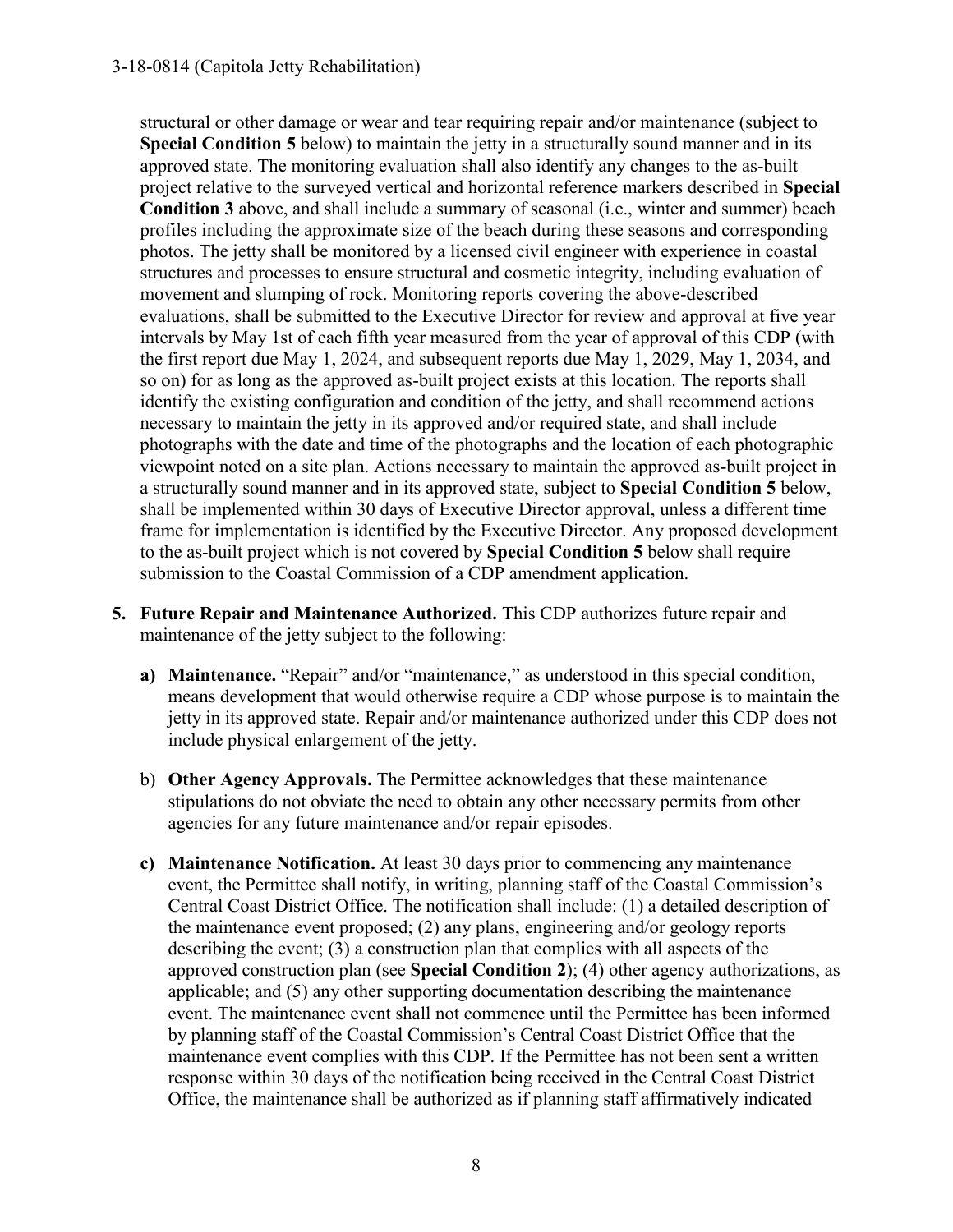structural or other damage or wear and tear requiring repair and/or maintenance (subject to **Special Condition 5** below) to maintain the jetty in a structurally sound manner and in its approved state. The monitoring evaluation shall also identify any changes to the as-built project relative to the surveyed vertical and horizontal reference markers described in **Special Condition 3** above, and shall include a summary of seasonal (i.e., winter and summer) beach profiles including the approximate size of the beach during these seasons and corresponding photos. The jetty shall be monitored by a licensed civil engineer with experience in coastal structures and processes to ensure structural and cosmetic integrity, including evaluation of movement and slumping of rock. Monitoring reports covering the above-described evaluations, shall be submitted to the Executive Director for review and approval at five year intervals by May 1st of each fifth year measured from the year of approval of this CDP (with the first report due May 1, 2024, and subsequent reports due May 1, 2029, May 1, 2034, and so on) for as long as the approved as-built project exists at this location. The reports shall identify the existing configuration and condition of the jetty, and shall recommend actions necessary to maintain the jetty in its approved and/or required state, and shall include photographs with the date and time of the photographs and the location of each photographic viewpoint noted on a site plan. Actions necessary to maintain the approved as-built project in a structurally sound manner and in its approved state, subject to **Special Condition 5** below, shall be implemented within 30 days of Executive Director approval, unless a different time frame for implementation is identified by the Executive Director. Any proposed development to the as-built project which is not covered by **Special Condition 5** below shall require submission to the Coastal Commission of a CDP amendment application.

5. **Future Repair and Maintenance Authorized.** This CDP authorizes future repair and maintenance of the jetty subject to the following:

   a) **Maintenance.** "Repair" and/or "maintenance," as understood in this special condition, means development that would otherwise require a CDP whose purpose is to maintain the jetty in its approved state. Repair and/or maintenance authorized under this CDP does not include physical enlargement of the jetty.

   b) **Other Agency Approvals.** The Permittee acknowledges that these maintenance stipulations do not obviate the need to obtain any other necessary permits from other agencies for any future maintenance and/or repair episodes.

   c) **Maintenance Notification.** At least 30 days prior to commencing any maintenance event, the Permittee shall notify, in writing, planning staff of the Coastal Commission's Central Coast District Office. The notification shall include: (1) a detailed description of the maintenance event proposed; (2) any plans, engineering and/or geology reports describing the event; (3) a construction plan that complies with all aspects of the approved construction plan (see **Special Condition 2**); (4) other agency authorizations, as applicable; and (5) any other supporting documentation describing the maintenance event. The maintenance event shall not commence until the Permittee has been informed by planning staff of the Coastal Commission's Central Coast District Office that the maintenance event complies with this CDP. If the Permittee has not been sent a written response within 30 days of the notification being received in the Central Coast District Office, the maintenance shall be authorized as if planning staff affirmatively indicated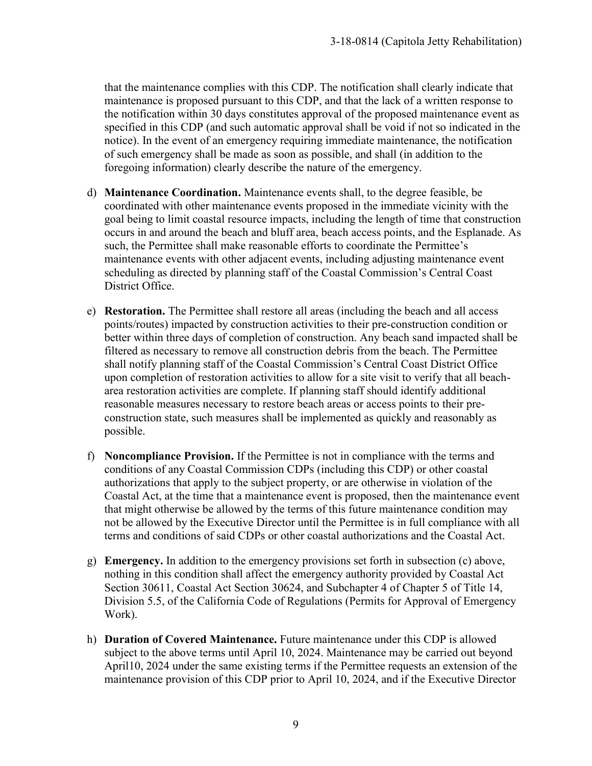that the maintenance complies with this CDP. The notification shall clearly indicate that maintenance is proposed pursuant to this CDP, and that the lack of a written response to the notification within 30 days constitutes approval of the proposed maintenance event as specified in this CDP (and such automatic approval shall be void if not so indicated in the notice). In the event of an emergency requiring immediate maintenance, the notification of such emergency shall be made as soon as possible, and shall (in addition to the foregoing information) clearly describe the nature of the emergency.

d) **Maintenance Coordination.** Maintenance events shall, to the degree feasible, be coordinated with other maintenance events proposed in the immediate vicinity with the goal being to limit coastal resource impacts, including the length of time that construction occurs in and around the beach and bluff area, beach access points, and the Esplanade. As such, the Permittee shall make reasonable efforts to coordinate the Permittee's maintenance events with other adjacent events, including adjusting maintenance event scheduling as directed by planning staff of the Coastal Commission's Central Coast District Office.

e) **Restoration.** The Permittee shall restore all areas (including the beach and all access points/routes) impacted by construction activities to their pre-construction condition or better within three days of completion of construction. Any beach sand impacted shall be filtered as necessary to remove all construction debris from the beach. The Permittee shall notify planning staff of the Coastal Commission's Central Coast District Office upon completion of restoration activities to allow for a site visit to verify that all beach-area restoration activities are complete. If planning staff should identify additional reasonable measures necessary to restore beach areas or access points to their pre-construction state, such measures shall be implemented as quickly and reasonably as possible.

f) **Noncompliance Provision.** If the Permittee is not in compliance with the terms and conditions of any Coastal Commission CDPs (including this CDP) or other coastal authorizations that apply to the subject property, or are otherwise in violation of the Coastal Act, at the time that a maintenance event is proposed, then the maintenance event that might otherwise be allowed by the terms of this future maintenance condition may not be allowed by the Executive Director until the Permittee is in full compliance with all terms and conditions of said CDPs or other coastal authorizations and the Coastal Act.

g) **Emergency.** In addition to the emergency provisions set forth in subsection (c) above, nothing in this condition shall affect the emergency authority provided by Coastal Act Section 30611, Coastal Act Section 30624, and Subchapter 4 of Chapter 5 of Title 14, Division 5.5, of the California Code of Regulations (Permits for Approval of Emergency Work).

h) **Duration of Covered Maintenance.** Future maintenance under this CDP is allowed subject to the above terms until April 10, 2024. Maintenance may be carried out beyond April10, 2024 under the same existing terms if the Permittee requests an extension of the maintenance provision of this CDP prior to April 10, 2024, and if the Executive Director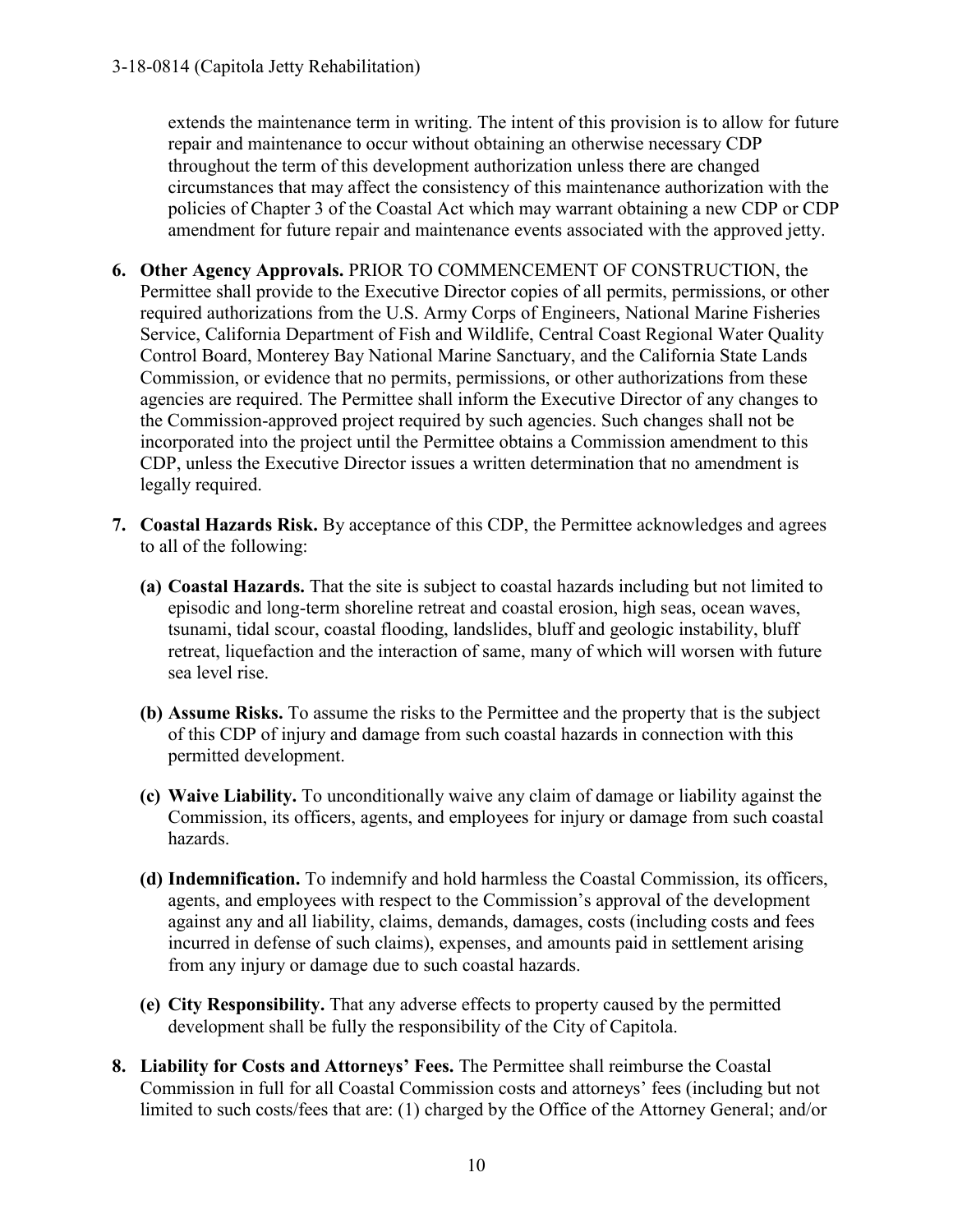extends the maintenance term in writing. The intent of this provision is to allow for future repair and maintenance to occur without obtaining an otherwise necessary CDP throughout the term of this development authorization unless there are changed circumstances that may affect the consistency of this maintenance authorization with the policies of Chapter 3 of the Coastal Act which may warrant obtaining a new CDP or CDP amendment for future repair and maintenance events associated with the approved jetty.

6. **Other Agency Approvals.** PRIOR TO COMMENCEMENT OF CONSTRUCTION, the Permittee shall provide to the Executive Director copies of all permits, permissions, or other required authorizations from the U.S. Army Corps of Engineers, National Marine Fisheries Service, California Department of Fish and Wildlife, Central Coast Regional Water Quality Control Board, Monterey Bay National Marine Sanctuary, and the California State Lands Commission, or evidence that no permits, permissions, or other authorizations from these agencies are required. The Permittee shall inform the Executive Director of any changes to the Commission-approved project required by such agencies. Such changes shall not be incorporated into the project until the Permittee obtains a Commission amendment to this CDP, unless the Executive Director issues a written determination that no amendment is legally required.

7. **Coastal Hazards Risk.** By acceptance of this CDP, the Permittee acknowledges and agrees to all of the following:

   **(a) Coastal Hazards.** That the site is subject to coastal hazards including but not limited to episodic and long-term shoreline retreat and coastal erosion, high seas, ocean waves, tsunami, tidal scour, coastal flooding, landslides, bluff and geologic instability, bluff retreat, liquefaction and the interaction of same, many of which will worsen with future sea level rise.

   **(b) Assume Risks.** To assume the risks to the Permittee and the property that is the subject of this CDP of injury and damage from such coastal hazards in connection with this permitted development.

   **(c) Waive Liability.** To unconditionally waive any claim of damage or liability against the Commission, its officers, agents, and employees for injury or damage from such coastal hazards.

   **(d) Indemnification.** To indemnify and hold harmless the Coastal Commission, its officers, agents, and employees with respect to the Commission's approval of the development against any and all liability, claims, demands, damages, costs (including costs and fees incurred in defense of such claims), expenses, and amounts paid in settlement arising from any injury or damage due to such coastal hazards.

   **(e) City Responsibility.** That any adverse effects to property caused by the permitted development shall be fully the responsibility of the City of Capitola.

8. **Liability for Costs and Attorneys' Fees.** The Permittee shall reimburse the Coastal Commission in full for all Coastal Commission costs and attorneys' fees (including but not limited to such costs/fees that are: (1) charged by the Office of the Attorney General; and/or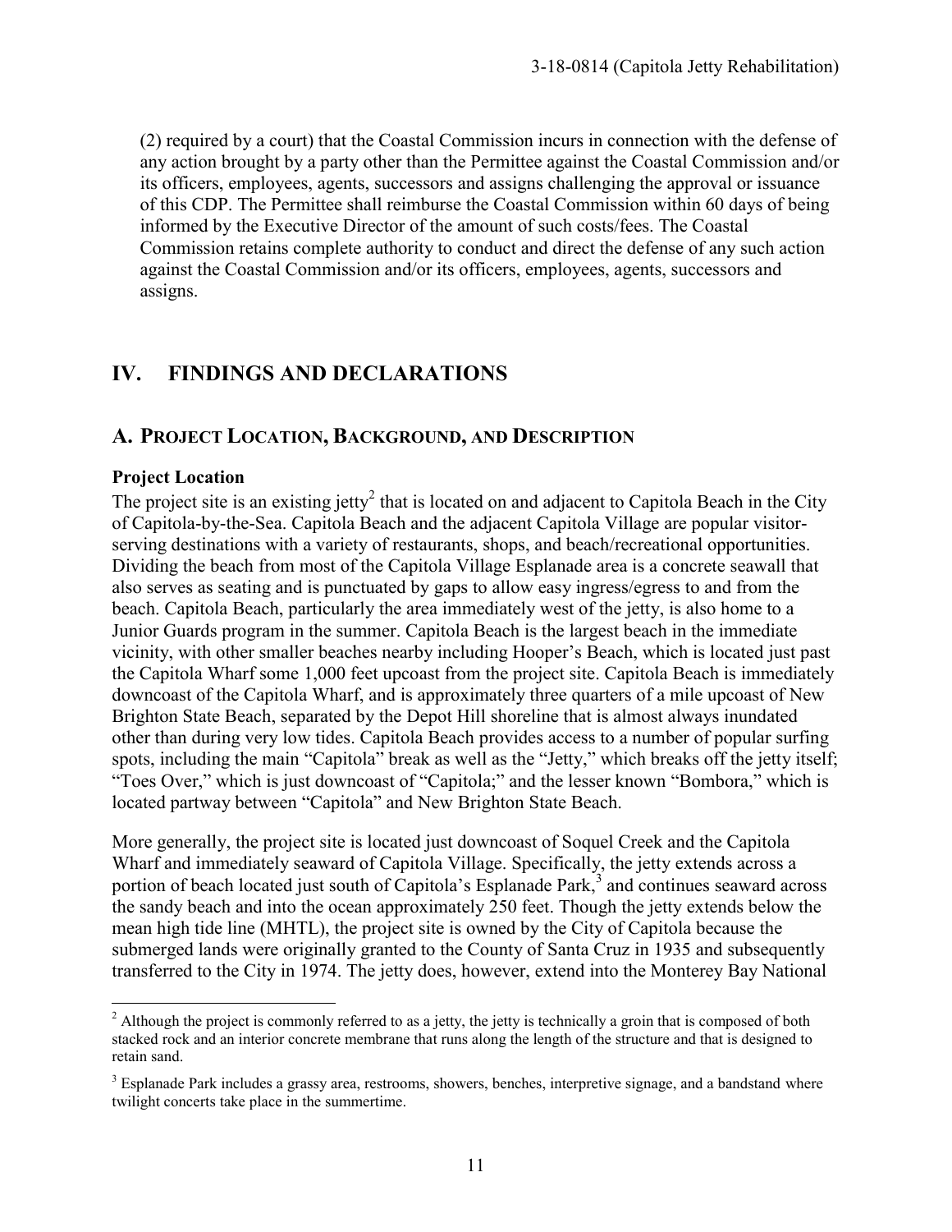(2) required by a court) that the Coastal Commission incurs in connection with the defense of any action brought by a party other than the Permittee against the Coastal Commission and/or its officers, employees, agents, successors and assigns challenging the approval or issuance of this CDP. The Permittee shall reimburse the Coastal Commission within 60 days of being informed by the Executive Director of the amount of such costs/fees. The Coastal Commission retains complete authority to conduct and direct the defense of any such action against the Coastal Commission and/or its officers, employees, agents, successors and assigns.

# IV. FINDINGS AND DECLARATIONS

## A. PROJECT LOCATION, BACKGROUND, AND DESCRIPTION

### Project Location

The project site is an existing jetty[2] that is located on and adjacent to Capitola Beach in the City of Capitola-by-the-Sea. Capitola Beach and the adjacent Capitola Village are popular visitor-serving destinations with a variety of restaurants, shops, and beach/recreational opportunities. Dividing the beach from most of the Capitola Village Esplanade area is a concrete seawall that also serves as seating and is punctuated by gaps to allow easy ingress/egress to and from the beach. Capitola Beach, particularly the area immediately west of the jetty, is also home to a Junior Guards program in the summer. Capitola Beach is the largest beach in the immediate vicinity, with other smaller beaches nearby including Hooper's Beach, which is located just past the Capitola Wharf some 1,000 feet upcoast from the project site. Capitola Beach is immediately downcoast of the Capitola Wharf, and is approximately three quarters of a mile upcoast of New Brighton State Beach, separated by the Depot Hill shoreline that is almost always inundated other than during very low tides. Capitola Beach provides access to a number of popular surfing spots, including the main "Capitola" break as well as the "Jetty," which breaks off the jetty itself; "Toes Over," which is just downcoast of "Capitola;" and the lesser known "Bombora," which is located partway between "Capitola" and New Brighton State Beach.

More generally, the project site is located just downcoast of Soquel Creek and the Capitola Wharf and immediately seaward of Capitola Village. Specifically, the jetty extends across a portion of beach located just south of Capitola's Esplanade Park,[3] and continues seaward across the sandy beach and into the ocean approximately 250 feet. Though the jetty extends below the mean high tide line (MHTL), the project site is owned by the City of Capitola because the submerged lands were originally granted to the County of Santa Cruz in 1935 and subsequently transferred to the City in 1974. The jetty does, however, extend into the Monterey Bay National

[2] Although the project is commonly referred to as a jetty, the jetty is technically a groin that is composed of both stacked rock and an interior concrete membrane that runs along the length of the structure and that is designed to retain sand.

[3] Esplanade Park includes a grassy area, restrooms, showers, benches, interpretive signage, and a bandstand where twilight concerts take place in the summertime.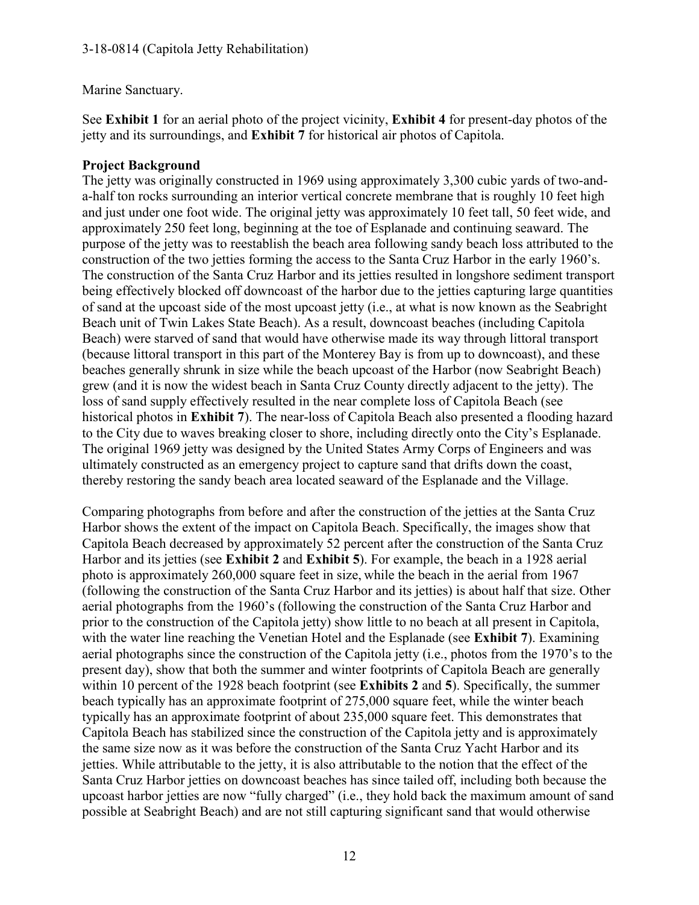Marine Sanctuary.

See **Exhibit 1** for an aerial photo of the project vicinity, **Exhibit 4** for present-day photos of the jetty and its surroundings, and **Exhibit 7** for historical air photos of Capitola.

**Project Background**

The jetty was originally constructed in 1969 using approximately 3,300 cubic yards of two-and-a-half ton rocks surrounding an interior vertical concrete membrane that is roughly 10 feet high and just under one foot wide. The original jetty was approximately 10 feet tall, 50 feet wide, and approximately 250 feet long, beginning at the toe of Esplanade and continuing seaward. The purpose of the jetty was to reestablish the beach area following sandy beach loss attributed to the construction of the two jetties forming the access to the Santa Cruz Harbor in the early 1960's. The construction of the Santa Cruz Harbor and its jetties resulted in longshore sediment transport being effectively blocked off downcoast of the harbor due to the jetties capturing large quantities of sand at the upcoast side of the most upcoast jetty (i.e., at what is now known as the Seabright Beach unit of Twin Lakes State Beach). As a result, downcoast beaches (including Capitola Beach) were starved of sand that would have otherwise made its way through littoral transport (because littoral transport in this part of the Monterey Bay is from up to downcoast), and these beaches generally shrunk in size while the beach upcoast of the Harbor (now Seabright Beach) grew (and it is now the widest beach in Santa Cruz County directly adjacent to the jetty). The loss of sand supply effectively resulted in the near complete loss of Capitola Beach (see historical photos in **Exhibit 7**). The near-loss of Capitola Beach also presented a flooding hazard to the City due to waves breaking closer to shore, including directly onto the City's Esplanade. The original 1969 jetty was designed by the United States Army Corps of Engineers and was ultimately constructed as an emergency project to capture sand that drifts down the coast, thereby restoring the sandy beach area located seaward of the Esplanade and the Village.

Comparing photographs from before and after the construction of the jetties at the Santa Cruz Harbor shows the extent of the impact on Capitola Beach. Specifically, the images show that Capitola Beach decreased by approximately 52 percent after the construction of the Santa Cruz Harbor and its jetties (see **Exhibit 2** and **Exhibit 5**). For example, the beach in a 1928 aerial photo is approximately 260,000 square feet in size, while the beach in the aerial from 1967 (following the construction of the Santa Cruz Harbor and its jetties) is about half that size. Other aerial photographs from the 1960's (following the construction of the Santa Cruz Harbor and prior to the construction of the Capitola jetty) show little to no beach at all present in Capitola, with the water line reaching the Venetian Hotel and the Esplanade (see **Exhibit 7**). Examining aerial photographs since the construction of the Capitola jetty (i.e., photos from the 1970's to the present day), show that both the summer and winter footprints of Capitola Beach are generally within 10 percent of the 1928 beach footprint (see **Exhibits 2** and **5**). Specifically, the summer beach typically has an approximate footprint of 275,000 square feet, while the winter beach typically has an approximate footprint of about 235,000 square feet. This demonstrates that Capitola Beach has stabilized since the construction of the Capitola jetty and is approximately the same size now as it was before the construction of the Santa Cruz Yacht Harbor and its jetties. While attributable to the jetty, it is also attributable to the notion that the effect of the Santa Cruz Harbor jetties on downcoast beaches has since tailed off, including both because the upcoast harbor jetties are now "fully charged" (i.e., they hold back the maximum amount of sand possible at Seabright Beach) and are not still capturing significant sand that would otherwise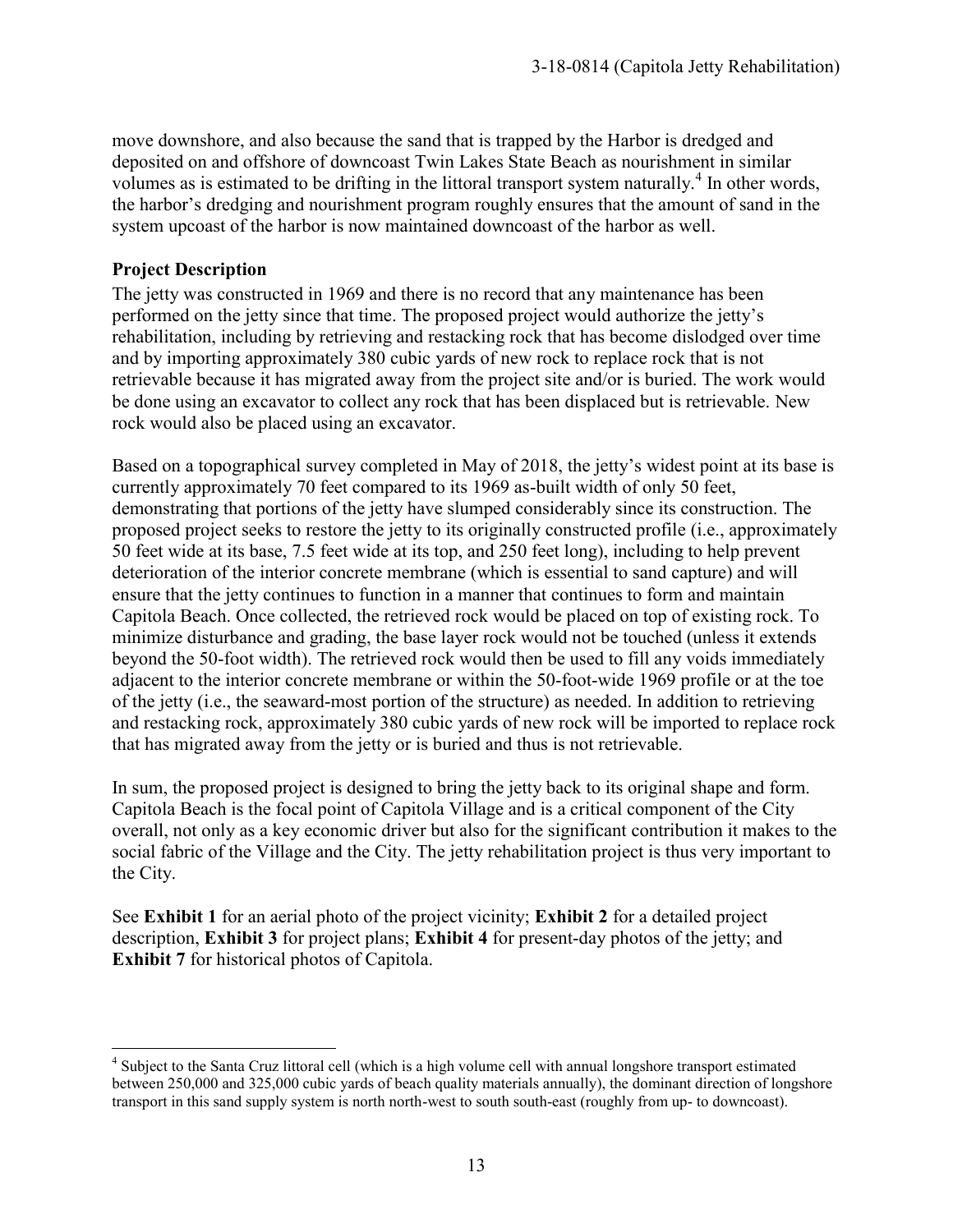move downshore, and also because the sand that is trapped by the Harbor is dredged and deposited on and offshore of downcoast Twin Lakes State Beach as nourishment in similar volumes as is estimated to be drifting in the littoral transport system naturally.[4] In other words, the harbor's dredging and nourishment program roughly ensures that the amount of sand in the system upcoast of the harbor is now maintained downcoast of the harbor as well.

**Project Description**

The jetty was constructed in 1969 and there is no record that any maintenance has been performed on the jetty since that time. The proposed project would authorize the jetty's rehabilitation, including by retrieving and restacking rock that has become dislodged over time and by importing approximately 380 cubic yards of new rock to replace rock that is not retrievable because it has migrated away from the project site and/or is buried. The work would be done using an excavator to collect any rock that has been displaced but is retrievable. New rock would also be placed using an excavator.

Based on a topographical survey completed in May of 2018, the jetty's widest point at its base is currently approximately 70 feet compared to its 1969 as-built width of only 50 feet, demonstrating that portions of the jetty have slumped considerably since its construction. The proposed project seeks to restore the jetty to its originally constructed profile (i.e., approximately 50 feet wide at its base, 7.5 feet wide at its top, and 250 feet long), including to help prevent deterioration of the interior concrete membrane (which is essential to sand capture) and will ensure that the jetty continues to function in a manner that continues to form and maintain Capitola Beach. Once collected, the retrieved rock would be placed on top of existing rock. To minimize disturbance and grading, the base layer rock would not be touched (unless it extends beyond the 50-foot width). The retrieved rock would then be used to fill any voids immediately adjacent to the interior concrete membrane or within the 50-foot-wide 1969 profile or at the toe of the jetty (i.e., the seaward-most portion of the structure) as needed. In addition to retrieving and restacking rock, approximately 380 cubic yards of new rock will be imported to replace rock that has migrated away from the jetty or is buried and thus is not retrievable.

In sum, the proposed project is designed to bring the jetty back to its original shape and form. Capitola Beach is the focal point of Capitola Village and is a critical component of the City overall, not only as a key economic driver but also for the significant contribution it makes to the social fabric of the Village and the City. The jetty rehabilitation project is thus very important to the City.

See **Exhibit 1** for an aerial photo of the project vicinity; **Exhibit 2** for a detailed project description, **Exhibit 3** for project plans; **Exhibit 4** for present-day photos of the jetty; and **Exhibit 7** for historical photos of Capitola.

---

[4] Subject to the Santa Cruz littoral cell (which is a high volume cell with annual longshore transport estimated between 250,000 and 325,000 cubic yards of beach quality materials annually), the dominant direction of longshore transport in this sand supply system is north north-west to south south-east (roughly from up- to downcoast).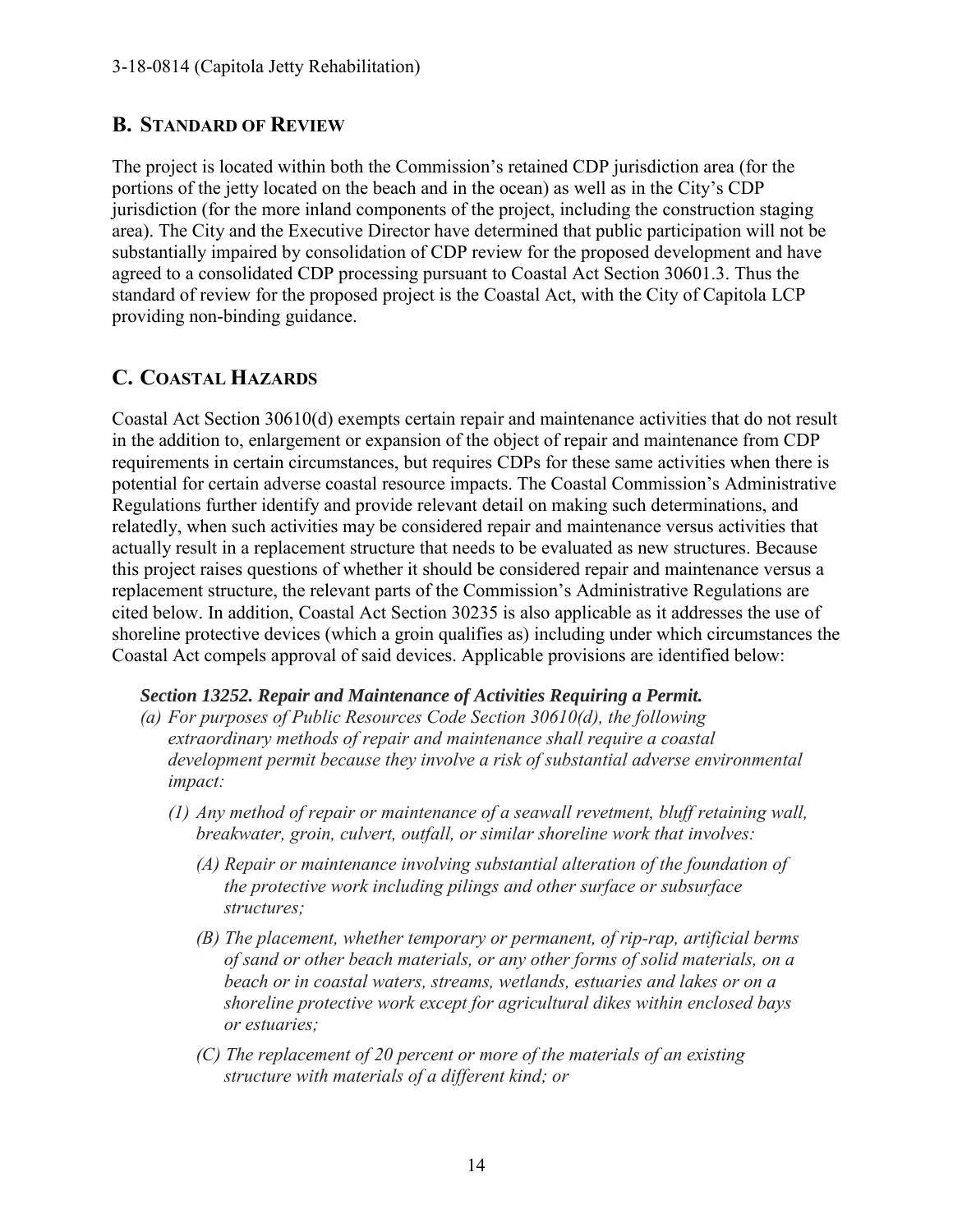## B. STANDARD OF REVIEW

The project is located within both the Commission's retained CDP jurisdiction area (for the portions of the jetty located on the beach and in the ocean) as well as in the City's CDP jurisdiction (for the more inland components of the project, including the construction staging area). The City and the Executive Director have determined that public participation will not be substantially impaired by consolidation of CDP review for the proposed development and have agreed to a consolidated CDP processing pursuant to Coastal Act Section 30601.3. Thus the standard of review for the proposed project is the Coastal Act, with the City of Capitola LCP providing non-binding guidance.

## C. COASTAL HAZARDS

Coastal Act Section 30610(d) exempts certain repair and maintenance activities that do not result in the addition to, enlargement or expansion of the object of repair and maintenance from CDP requirements in certain circumstances, but requires CDPs for these same activities when there is potential for certain adverse coastal resource impacts. The Coastal Commission's Administrative Regulations further identify and provide relevant detail on making such determinations, and relatedly, when such activities may be considered repair and maintenance versus activities that actually result in a replacement structure that needs to be evaluated as new structures. Because this project raises questions of whether it should be considered repair and maintenance versus a replacement structure, the relevant parts of the Commission's Administrative Regulations are cited below. In addition, Coastal Act Section 30235 is also applicable as it addresses the use of shoreline protective devices (which a groin qualifies as) including under which circumstances the Coastal Act compels approval of said devices. Applicable provisions are identified below:

> ***Section 13252. Repair and Maintenance of Activities Requiring a Permit.***
>
> *(a) For purposes of Public Resources Code Section 30610(d), the following extraordinary methods of repair and maintenance shall require a coastal development permit because they involve a risk of substantial adverse environmental impact:*
>
> *(1) Any method of repair or maintenance of a seawall revetment, bluff retaining wall, breakwater, groin, culvert, outfall, or similar shoreline work that involves:*
>
> *(A) Repair or maintenance involving substantial alteration of the foundation of the protective work including pilings and other surface or subsurface structures;*
>
> *(B) The placement, whether temporary or permanent, of rip-rap, artificial berms of sand or other beach materials, or any other forms of solid materials, on a beach or in coastal waters, streams, wetlands, estuaries and lakes or on a shoreline protective work except for agricultural dikes within enclosed bays or estuaries;*
>
> *(C) The replacement of 20 percent or more of the materials of an existing structure with materials of a different kind; or*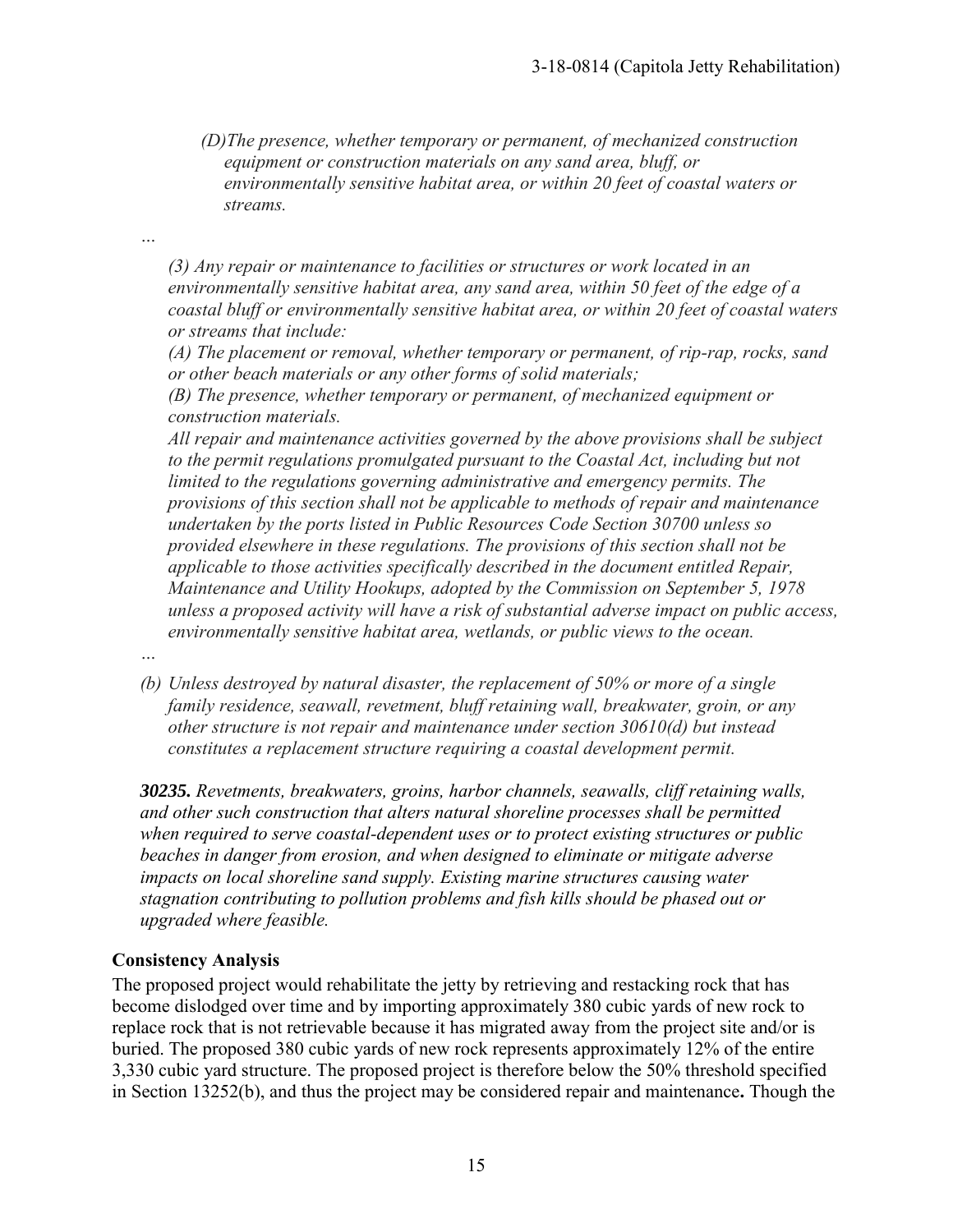*(D)The presence, whether temporary or permanent, of mechanized construction equipment or construction materials on any sand area, bluff, or environmentally sensitive habitat area, or within 20 feet of coastal waters or streams.*

*…*

*(3) Any repair or maintenance to facilities or structures or work located in an environmentally sensitive habitat area, any sand area, within 50 feet of the edge of a coastal bluff or environmentally sensitive habitat area, or within 20 feet of coastal waters or streams that include:*

*(A) The placement or removal, whether temporary or permanent, of rip-rap, rocks, sand or other beach materials or any other forms of solid materials;*

*(B) The presence, whether temporary or permanent, of mechanized equipment or construction materials.*

*All repair and maintenance activities governed by the above provisions shall be subject to the permit regulations promulgated pursuant to the Coastal Act, including but not limited to the regulations governing administrative and emergency permits. The provisions of this section shall not be applicable to methods of repair and maintenance undertaken by the ports listed in Public Resources Code Section 30700 unless so provided elsewhere in these regulations. The provisions of this section shall not be applicable to those activities specifically described in the document entitled Repair, Maintenance and Utility Hookups, adopted by the Commission on September 5, 1978 unless a proposed activity will have a risk of substantial adverse impact on public access, environmentally sensitive habitat area, wetlands, or public views to the ocean.*

*…*

*(b) Unless destroyed by natural disaster, the replacement of 50% or more of a single family residence, seawall, revetment, bluff retaining wall, breakwater, groin, or any other structure is not repair and maintenance under section 30610(d) but instead constitutes a replacement structure requiring a coastal development permit.*

***30235.*** *Revetments, breakwaters, groins, harbor channels, seawalls, cliff retaining walls, and other such construction that alters natural shoreline processes shall be permitted when required to serve coastal-dependent uses or to protect existing structures or public beaches in danger from erosion, and when designed to eliminate or mitigate adverse impacts on local shoreline sand supply. Existing marine structures causing water stagnation contributing to pollution problems and fish kills should be phased out or upgraded where feasible.*

**Consistency Analysis**

The proposed project would rehabilitate the jetty by retrieving and restacking rock that has become dislodged over time and by importing approximately 380 cubic yards of new rock to replace rock that is not retrievable because it has migrated away from the project site and/or is buried. The proposed 380 cubic yards of new rock represents approximately 12% of the entire 3,330 cubic yard structure. The proposed project is therefore below the 50% threshold specified in Section 13252(b), and thus the project may be considered repair and maintenance**.** Though the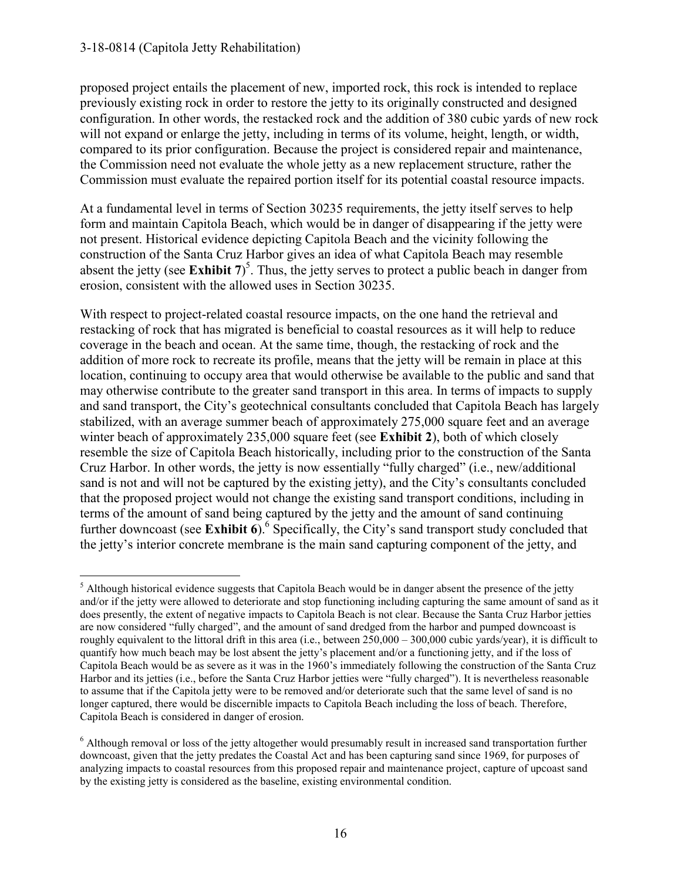proposed project entails the placement of new, imported rock, this rock is intended to replace previously existing rock in order to restore the jetty to its originally constructed and designed configuration. In other words, the restacked rock and the addition of 380 cubic yards of new rock will not expand or enlarge the jetty, including in terms of its volume, height, length, or width, compared to its prior configuration. Because the project is considered repair and maintenance, the Commission need not evaluate the whole jetty as a new replacement structure, rather the Commission must evaluate the repaired portion itself for its potential coastal resource impacts.

At a fundamental level in terms of Section 30235 requirements, the jetty itself serves to help form and maintain Capitola Beach, which would be in danger of disappearing if the jetty were not present. Historical evidence depicting Capitola Beach and the vicinity following the construction of the Santa Cruz Harbor gives an idea of what Capitola Beach may resemble absent the jetty (see **Exhibit 7**)[5]. Thus, the jetty serves to protect a public beach in danger from erosion, consistent with the allowed uses in Section 30235.

With respect to project-related coastal resource impacts, on the one hand the retrieval and restacking of rock that has migrated is beneficial to coastal resources as it will help to reduce coverage in the beach and ocean. At the same time, though, the restacking of rock and the addition of more rock to recreate its profile, means that the jetty will be remain in place at this location, continuing to occupy area that would otherwise be available to the public and sand that may otherwise contribute to the greater sand transport in this area. In terms of impacts to supply and sand transport, the City's geotechnical consultants concluded that Capitola Beach has largely stabilized, with an average summer beach of approximately 275,000 square feet and an average winter beach of approximately 235,000 square feet (see **Exhibit 2**), both of which closely resemble the size of Capitola Beach historically, including prior to the construction of the Santa Cruz Harbor. In other words, the jetty is now essentially "fully charged" (i.e., new/additional sand is not and will not be captured by the existing jetty), and the City's consultants concluded that the proposed project would not change the existing sand transport conditions, including in terms of the amount of sand being captured by the jetty and the amount of sand continuing further downcoast (see **Exhibit 6**).[6] Specifically, the City's sand transport study concluded that the jetty's interior concrete membrane is the main sand capturing component of the jetty, and

[5] Although historical evidence suggests that Capitola Beach would be in danger absent the presence of the jetty and/or if the jetty were allowed to deteriorate and stop functioning including capturing the same amount of sand as it does presently, the extent of negative impacts to Capitola Beach is not clear. Because the Santa Cruz Harbor jetties are now considered "fully charged", and the amount of sand dredged from the harbor and pumped downcoast is roughly equivalent to the littoral drift in this area (i.e., between 250,000 – 300,000 cubic yards/year), it is difficult to quantify how much beach may be lost absent the jetty's placement and/or a functioning jetty, and if the loss of Capitola Beach would be as severe as it was in the 1960's immediately following the construction of the Santa Cruz Harbor and its jetties (i.e., before the Santa Cruz Harbor jetties were "fully charged"). It is nevertheless reasonable to assume that if the Capitola jetty were to be removed and/or deteriorate such that the same level of sand is no longer captured, there would be discernible impacts to Capitola Beach including the loss of beach. Therefore, Capitola Beach is considered in danger of erosion.

[6] Although removal or loss of the jetty altogether would presumably result in increased sand transportation further downcoast, given that the jetty predates the Coastal Act and has been capturing sand since 1969, for purposes of analyzing impacts to coastal resources from this proposed repair and maintenance project, capture of upcoast sand by the existing jetty is considered as the baseline, existing environmental condition.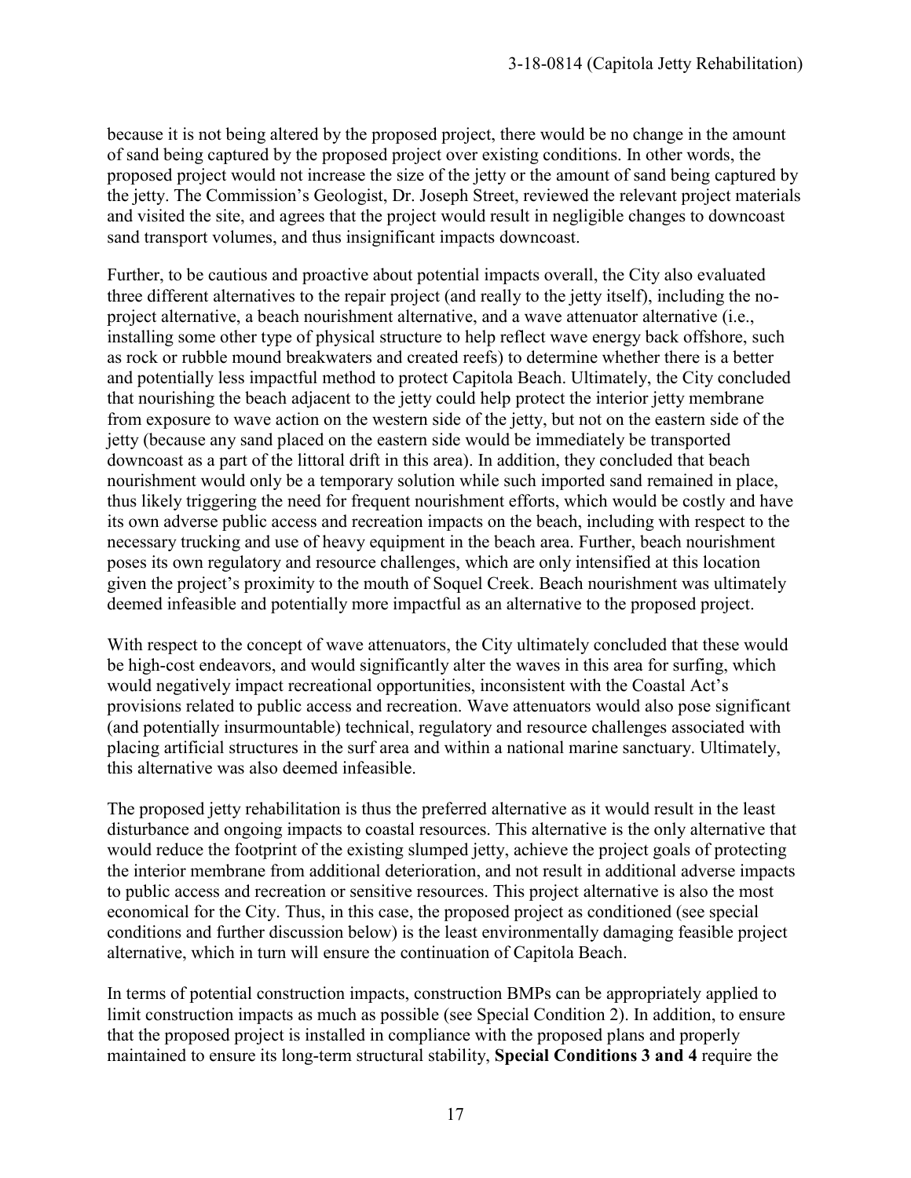because it is not being altered by the proposed project, there would be no change in the amount of sand being captured by the proposed project over existing conditions. In other words, the proposed project would not increase the size of the jetty or the amount of sand being captured by the jetty. The Commission's Geologist, Dr. Joseph Street, reviewed the relevant project materials and visited the site, and agrees that the project would result in negligible changes to downcoast sand transport volumes, and thus insignificant impacts downcoast.

Further, to be cautious and proactive about potential impacts overall, the City also evaluated three different alternatives to the repair project (and really to the jetty itself), including the no-project alternative, a beach nourishment alternative, and a wave attenuator alternative (i.e., installing some other type of physical structure to help reflect wave energy back offshore, such as rock or rubble mound breakwaters and created reefs) to determine whether there is a better and potentially less impactful method to protect Capitola Beach. Ultimately, the City concluded that nourishing the beach adjacent to the jetty could help protect the interior jetty membrane from exposure to wave action on the western side of the jetty, but not on the eastern side of the jetty (because any sand placed on the eastern side would be immediately be transported downcoast as a part of the littoral drift in this area). In addition, they concluded that beach nourishment would only be a temporary solution while such imported sand remained in place, thus likely triggering the need for frequent nourishment efforts, which would be costly and have its own adverse public access and recreation impacts on the beach, including with respect to the necessary trucking and use of heavy equipment in the beach area. Further, beach nourishment poses its own regulatory and resource challenges, which are only intensified at this location given the project's proximity to the mouth of Soquel Creek. Beach nourishment was ultimately deemed infeasible and potentially more impactful as an alternative to the proposed project.

With respect to the concept of wave attenuators, the City ultimately concluded that these would be high-cost endeavors, and would significantly alter the waves in this area for surfing, which would negatively impact recreational opportunities, inconsistent with the Coastal Act's provisions related to public access and recreation. Wave attenuators would also pose significant (and potentially insurmountable) technical, regulatory and resource challenges associated with placing artificial structures in the surf area and within a national marine sanctuary. Ultimately, this alternative was also deemed infeasible.

The proposed jetty rehabilitation is thus the preferred alternative as it would result in the least disturbance and ongoing impacts to coastal resources. This alternative is the only alternative that would reduce the footprint of the existing slumped jetty, achieve the project goals of protecting the interior membrane from additional deterioration, and not result in additional adverse impacts to public access and recreation or sensitive resources. This project alternative is also the most economical for the City. Thus, in this case, the proposed project as conditioned (see special conditions and further discussion below) is the least environmentally damaging feasible project alternative, which in turn will ensure the continuation of Capitola Beach.

In terms of potential construction impacts, construction BMPs can be appropriately applied to limit construction impacts as much as possible (see Special Condition 2). In addition, to ensure that the proposed project is installed in compliance with the proposed plans and properly maintained to ensure its long-term structural stability, **Special Conditions 3 and 4** require the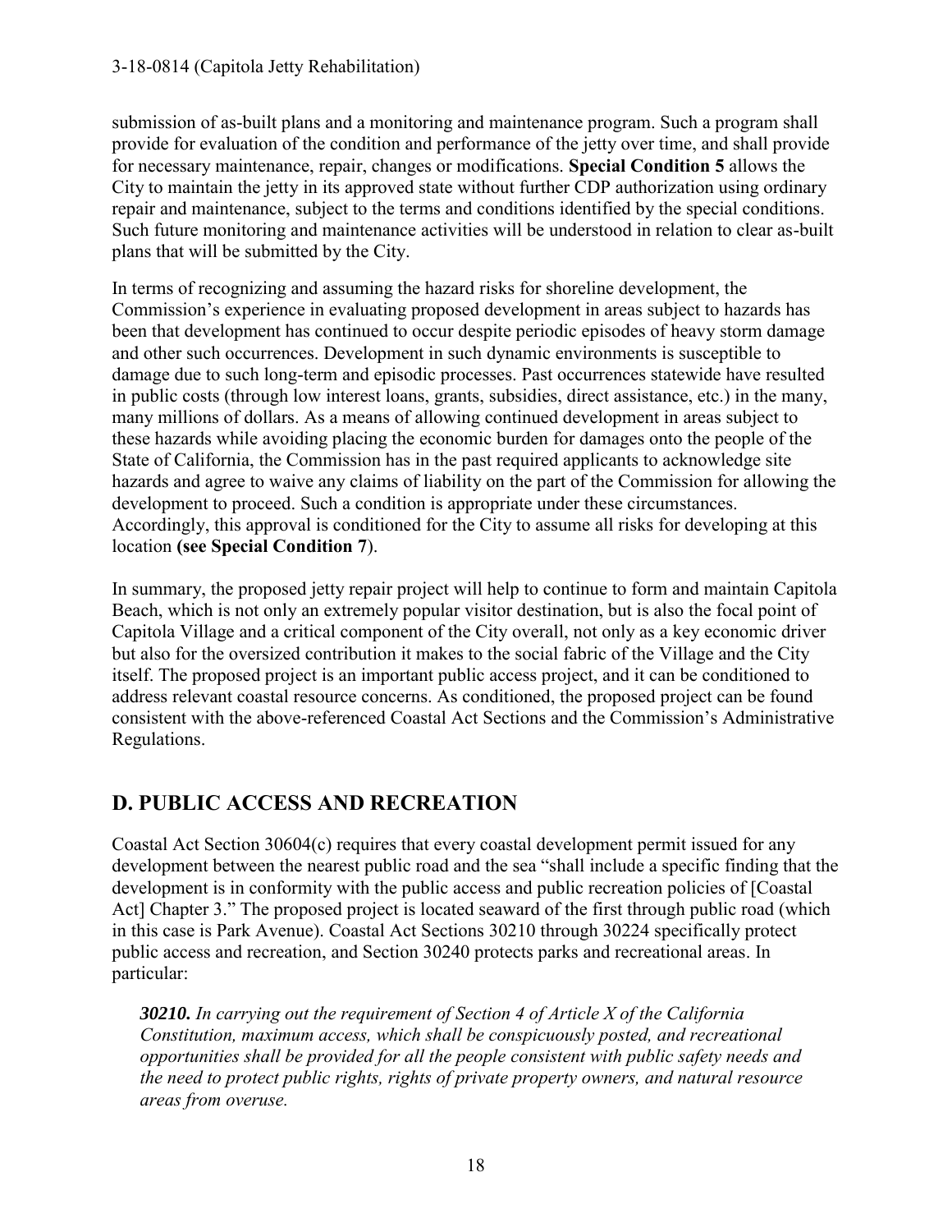submission of as-built plans and a monitoring and maintenance program. Such a program shall provide for evaluation of the condition and performance of the jetty over time, and shall provide for necessary maintenance, repair, changes or modifications. **Special Condition 5** allows the City to maintain the jetty in its approved state without further CDP authorization using ordinary repair and maintenance, subject to the terms and conditions identified by the special conditions. Such future monitoring and maintenance activities will be understood in relation to clear as-built plans that will be submitted by the City.

In terms of recognizing and assuming the hazard risks for shoreline development, the Commission's experience in evaluating proposed development in areas subject to hazards has been that development has continued to occur despite periodic episodes of heavy storm damage and other such occurrences. Development in such dynamic environments is susceptible to damage due to such long-term and episodic processes. Past occurrences statewide have resulted in public costs (through low interest loans, grants, subsidies, direct assistance, etc.) in the many, many millions of dollars. As a means of allowing continued development in areas subject to these hazards while avoiding placing the economic burden for damages onto the people of the State of California, the Commission has in the past required applicants to acknowledge site hazards and agree to waive any claims of liability on the part of the Commission for allowing the development to proceed. Such a condition is appropriate under these circumstances. Accordingly, this approval is conditioned for the City to assume all risks for developing at this location **(see Special Condition 7)**.

In summary, the proposed jetty repair project will help to continue to form and maintain Capitola Beach, which is not only an extremely popular visitor destination, but is also the focal point of Capitola Village and a critical component of the City overall, not only as a key economic driver but also for the oversized contribution it makes to the social fabric of the Village and the City itself. The proposed project is an important public access project, and it can be conditioned to address relevant coastal resource concerns. As conditioned, the proposed project can be found consistent with the above-referenced Coastal Act Sections and the Commission's Administrative Regulations.

## D. PUBLIC ACCESS AND RECREATION

Coastal Act Section 30604(c) requires that every coastal development permit issued for any development between the nearest public road and the sea "shall include a specific finding that the development is in conformity with the public access and public recreation policies of [Coastal Act] Chapter 3." The proposed project is located seaward of the first through public road (which in this case is Park Avenue). Coastal Act Sections 30210 through 30224 specifically protect public access and recreation, and Section 30240 protects parks and recreational areas. In particular:

> ***30210.*** *In carrying out the requirement of Section 4 of Article X of the California Constitution, maximum access, which shall be conspicuously posted, and recreational opportunities shall be provided for all the people consistent with public safety needs and the need to protect public rights, rights of private property owners, and natural resource areas from overuse.*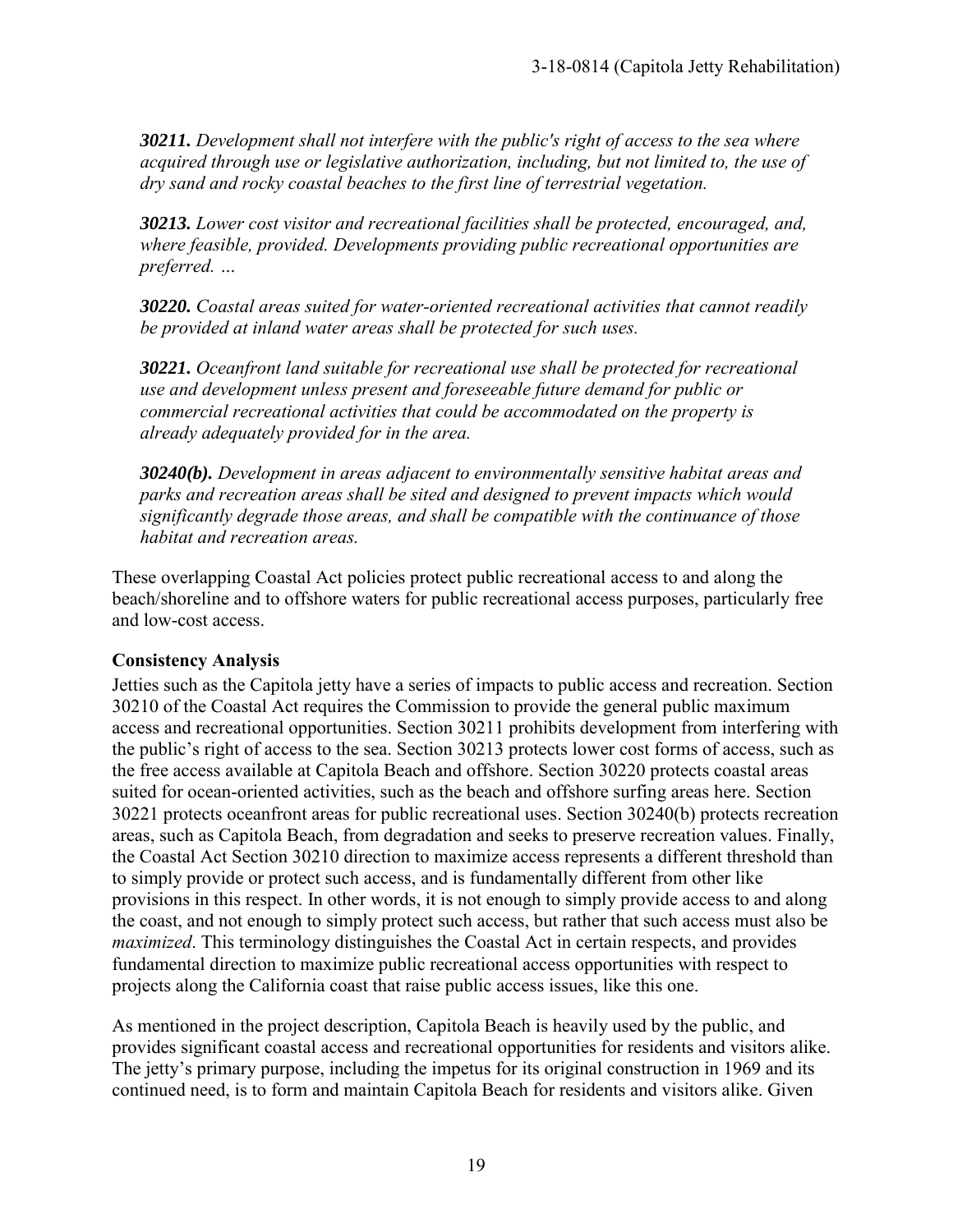***30211.*** *Development shall not interfere with the public's right of access to the sea where acquired through use or legislative authorization, including, but not limited to, the use of dry sand and rocky coastal beaches to the first line of terrestrial vegetation.*

***30213.*** *Lower cost visitor and recreational facilities shall be protected, encouraged, and, where feasible, provided. Developments providing public recreational opportunities are preferred. …*

***30220.*** *Coastal areas suited for water-oriented recreational activities that cannot readily be provided at inland water areas shall be protected for such uses.*

***30221.*** *Oceanfront land suitable for recreational use shall be protected for recreational use and development unless present and foreseeable future demand for public or commercial recreational activities that could be accommodated on the property is already adequately provided for in the area.*

***30240(b).*** *Development in areas adjacent to environmentally sensitive habitat areas and parks and recreation areas shall be sited and designed to prevent impacts which would significantly degrade those areas, and shall be compatible with the continuance of those habitat and recreation areas.*

These overlapping Coastal Act policies protect public recreational access to and along the beach/shoreline and to offshore waters for public recreational access purposes, particularly free and low-cost access.

**Consistency Analysis**

Jetties such as the Capitola jetty have a series of impacts to public access and recreation. Section 30210 of the Coastal Act requires the Commission to provide the general public maximum access and recreational opportunities. Section 30211 prohibits development from interfering with the public's right of access to the sea. Section 30213 protects lower cost forms of access, such as the free access available at Capitola Beach and offshore. Section 30220 protects coastal areas suited for ocean-oriented activities, such as the beach and offshore surfing areas here. Section 30221 protects oceanfront areas for public recreational uses. Section 30240(b) protects recreation areas, such as Capitola Beach, from degradation and seeks to preserve recreation values. Finally, the Coastal Act Section 30210 direction to maximize access represents a different threshold than to simply provide or protect such access, and is fundamentally different from other like provisions in this respect. In other words, it is not enough to simply provide access to and along the coast, and not enough to simply protect such access, but rather that such access must also be *maximized*. This terminology distinguishes the Coastal Act in certain respects, and provides fundamental direction to maximize public recreational access opportunities with respect to projects along the California coast that raise public access issues, like this one.

As mentioned in the project description, Capitola Beach is heavily used by the public, and provides significant coastal access and recreational opportunities for residents and visitors alike. The jetty's primary purpose, including the impetus for its original construction in 1969 and its continued need, is to form and maintain Capitola Beach for residents and visitors alike. Given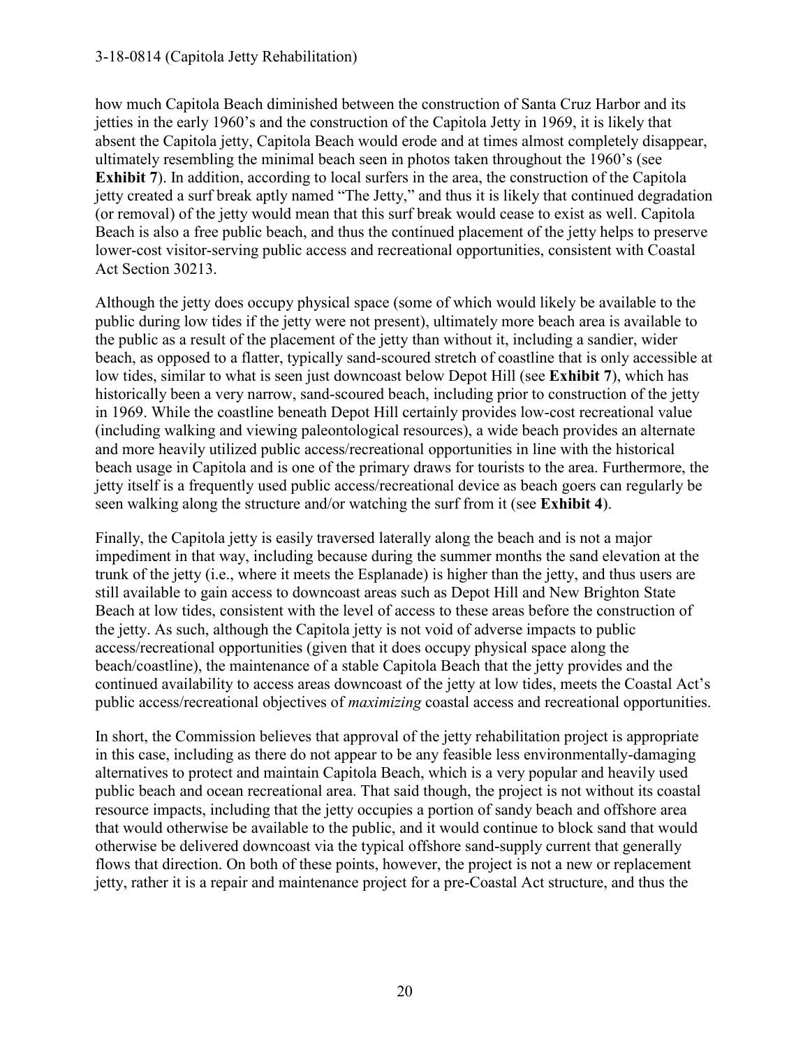how much Capitola Beach diminished between the construction of Santa Cruz Harbor and its jetties in the early 1960's and the construction of the Capitola Jetty in 1969, it is likely that absent the Capitola jetty, Capitola Beach would erode and at times almost completely disappear, ultimately resembling the minimal beach seen in photos taken throughout the 1960's (see **Exhibit 7**). In addition, according to local surfers in the area, the construction of the Capitola jetty created a surf break aptly named "The Jetty," and thus it is likely that continued degradation (or removal) of the jetty would mean that this surf break would cease to exist as well. Capitola Beach is also a free public beach, and thus the continued placement of the jetty helps to preserve lower-cost visitor-serving public access and recreational opportunities, consistent with Coastal Act Section 30213.

Although the jetty does occupy physical space (some of which would likely be available to the public during low tides if the jetty were not present), ultimately more beach area is available to the public as a result of the placement of the jetty than without it, including a sandier, wider beach, as opposed to a flatter, typically sand-scoured stretch of coastline that is only accessible at low tides, similar to what is seen just downcoast below Depot Hill (see **Exhibit 7**), which has historically been a very narrow, sand-scoured beach, including prior to construction of the jetty in 1969. While the coastline beneath Depot Hill certainly provides low-cost recreational value (including walking and viewing paleontological resources), a wide beach provides an alternate and more heavily utilized public access/recreational opportunities in line with the historical beach usage in Capitola and is one of the primary draws for tourists to the area. Furthermore, the jetty itself is a frequently used public access/recreational device as beach goers can regularly be seen walking along the structure and/or watching the surf from it (see **Exhibit 4**).

Finally, the Capitola jetty is easily traversed laterally along the beach and is not a major impediment in that way, including because during the summer months the sand elevation at the trunk of the jetty (i.e., where it meets the Esplanade) is higher than the jetty, and thus users are still available to gain access to downcoast areas such as Depot Hill and New Brighton State Beach at low tides, consistent with the level of access to these areas before the construction of the jetty. As such, although the Capitola jetty is not void of adverse impacts to public access/recreational opportunities (given that it does occupy physical space along the beach/coastline), the maintenance of a stable Capitola Beach that the jetty provides and the continued availability to access areas downcoast of the jetty at low tides, meets the Coastal Act's public access/recreational objectives of *maximizing* coastal access and recreational opportunities.

In short, the Commission believes that approval of the jetty rehabilitation project is appropriate in this case, including as there do not appear to be any feasible less environmentally-damaging alternatives to protect and maintain Capitola Beach, which is a very popular and heavily used public beach and ocean recreational area. That said though, the project is not without its coastal resource impacts, including that the jetty occupies a portion of sandy beach and offshore area that would otherwise be available to the public, and it would continue to block sand that would otherwise be delivered downcoast via the typical offshore sand-supply current that generally flows that direction. On both of these points, however, the project is not a new or replacement jetty, rather it is a repair and maintenance project for a pre-Coastal Act structure, and thus the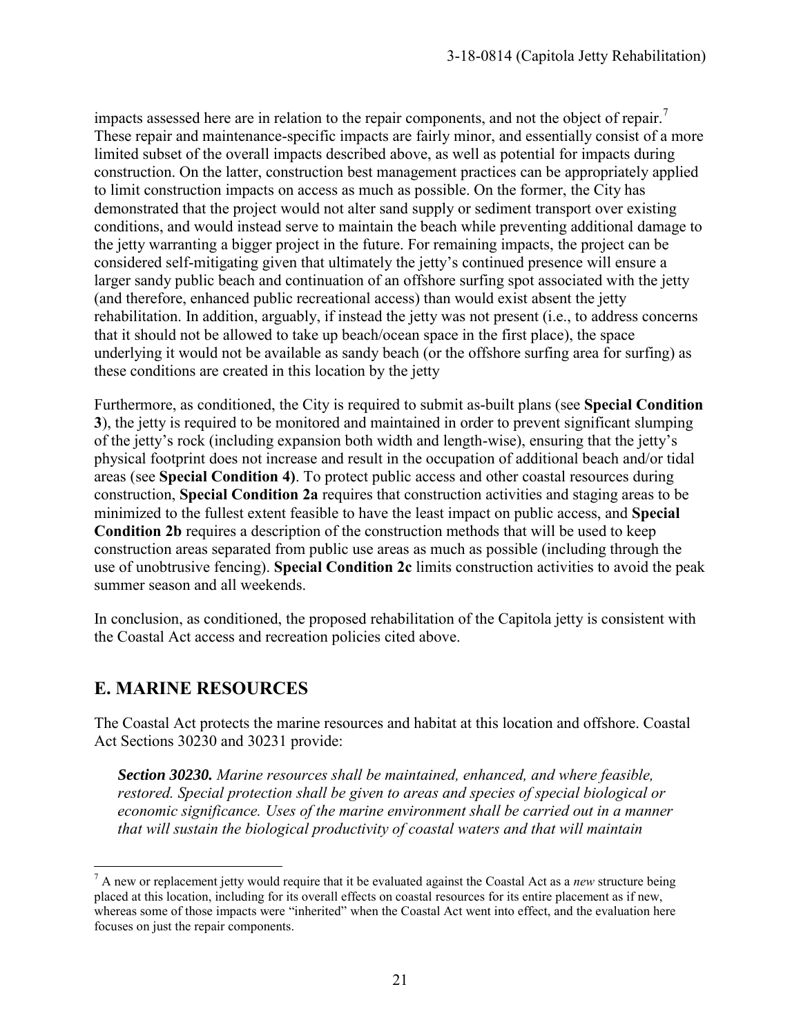impacts assessed here are in relation to the repair components, and not the object of repair.[7] These repair and maintenance-specific impacts are fairly minor, and essentially consist of a more limited subset of the overall impacts described above, as well as potential for impacts during construction. On the latter, construction best management practices can be appropriately applied to limit construction impacts on access as much as possible. On the former, the City has demonstrated that the project would not alter sand supply or sediment transport over existing conditions, and would instead serve to maintain the beach while preventing additional damage to the jetty warranting a bigger project in the future. For remaining impacts, the project can be considered self-mitigating given that ultimately the jetty's continued presence will ensure a larger sandy public beach and continuation of an offshore surfing spot associated with the jetty (and therefore, enhanced public recreational access) than would exist absent the jetty rehabilitation. In addition, arguably, if instead the jetty was not present (i.e., to address concerns that it should not be allowed to take up beach/ocean space in the first place), the space underlying it would not be available as sandy beach (or the offshore surfing area for surfing) as these conditions are created in this location by the jetty

Furthermore, as conditioned, the City is required to submit as-built plans (see **Special Condition 3**), the jetty is required to be monitored and maintained in order to prevent significant slumping of the jetty's rock (including expansion both width and length-wise), ensuring that the jetty's physical footprint does not increase and result in the occupation of additional beach and/or tidal areas (see **Special Condition 4)**. To protect public access and other coastal resources during construction, **Special Condition 2a** requires that construction activities and staging areas to be minimized to the fullest extent feasible to have the least impact on public access, and **Special Condition 2b** requires a description of the construction methods that will be used to keep construction areas separated from public use areas as much as possible (including through the use of unobtrusive fencing). **Special Condition 2c** limits construction activities to avoid the peak summer season and all weekends.

In conclusion, as conditioned, the proposed rehabilitation of the Capitola jetty is consistent with the Coastal Act access and recreation policies cited above.

## E. MARINE RESOURCES

The Coastal Act protects the marine resources and habitat at this location and offshore. Coastal Act Sections 30230 and 30231 provide:

> ***Section 30230.*** *Marine resources shall be maintained, enhanced, and where feasible, restored. Special protection shall be given to areas and species of special biological or economic significance. Uses of the marine environment shall be carried out in a manner that will sustain the biological productivity of coastal waters and that will maintain*

---

[7] A new or replacement jetty would require that it be evaluated against the Coastal Act as a *new* structure being placed at this location, including for its overall effects on coastal resources for its entire placement as if new, whereas some of those impacts were "inherited" when the Coastal Act went into effect, and the evaluation here focuses on just the repair components.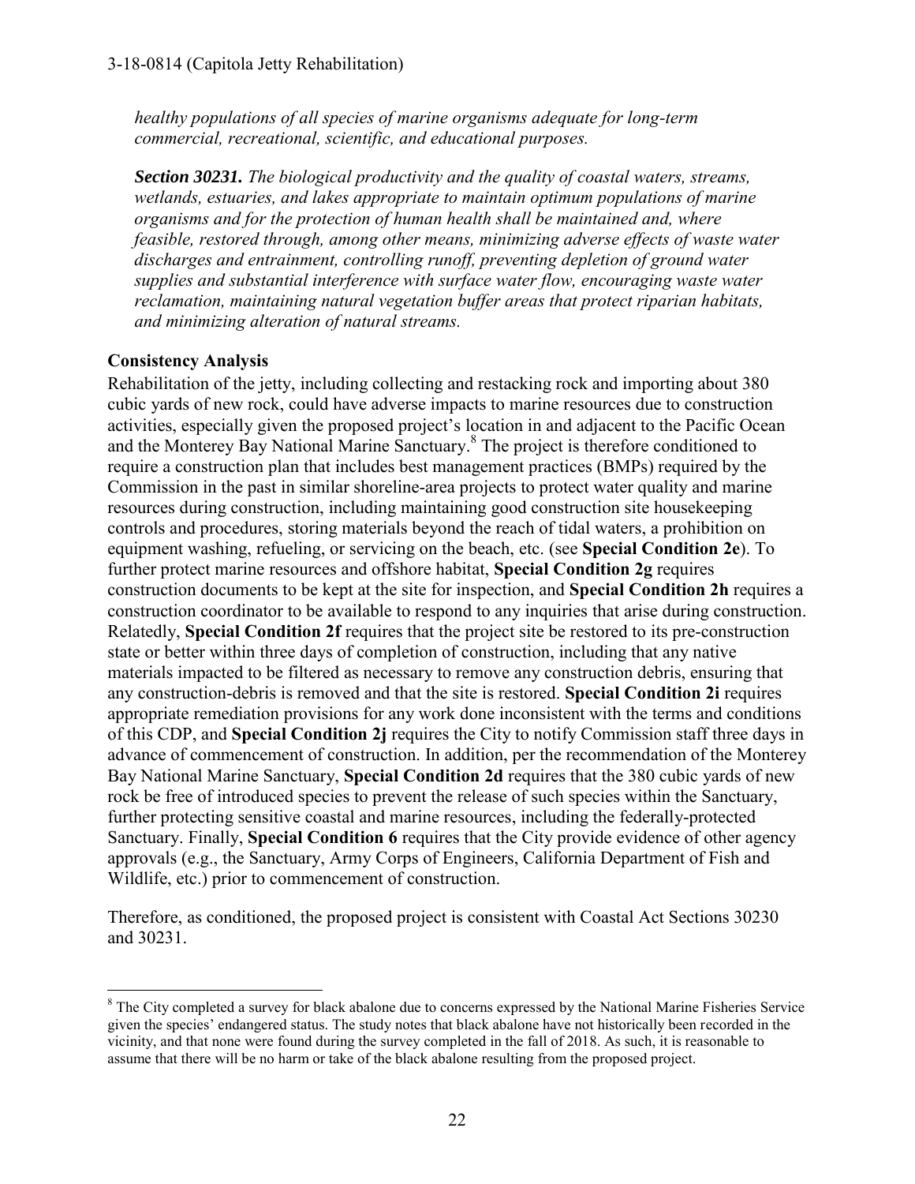*healthy populations of all species of marine organisms adequate for long-term commercial, recreational, scientific, and educational purposes.*

***Section 30231.*** *The biological productivity and the quality of coastal waters, streams, wetlands, estuaries, and lakes appropriate to maintain optimum populations of marine organisms and for the protection of human health shall be maintained and, where feasible, restored through, among other means, minimizing adverse effects of waste water discharges and entrainment, controlling runoff, preventing depletion of ground water supplies and substantial interference with surface water flow, encouraging waste water reclamation, maintaining natural vegetation buffer areas that protect riparian habitats, and minimizing alteration of natural streams.*

**Consistency Analysis**

Rehabilitation of the jetty, including collecting and restacking rock and importing about 380 cubic yards of new rock, could have adverse impacts to marine resources due to construction activities, especially given the proposed project's location in and adjacent to the Pacific Ocean and the Monterey Bay National Marine Sanctuary.[8] The project is therefore conditioned to require a construction plan that includes best management practices (BMPs) required by the Commission in the past in similar shoreline-area projects to protect water quality and marine resources during construction, including maintaining good construction site housekeeping controls and procedures, storing materials beyond the reach of tidal waters, a prohibition on equipment washing, refueling, or servicing on the beach, etc. (see **Special Condition 2e**). To further protect marine resources and offshore habitat, **Special Condition 2g** requires construction documents to be kept at the site for inspection, and **Special Condition 2h** requires a construction coordinator to be available to respond to any inquiries that arise during construction. Relatedly, **Special Condition 2f** requires that the project site be restored to its pre-construction state or better within three days of completion of construction, including that any native materials impacted to be filtered as necessary to remove any construction debris, ensuring that any construction-debris is removed and that the site is restored. **Special Condition 2i** requires appropriate remediation provisions for any work done inconsistent with the terms and conditions of this CDP, and **Special Condition 2j** requires the City to notify Commission staff three days in advance of commencement of construction. In addition, per the recommendation of the Monterey Bay National Marine Sanctuary, **Special Condition 2d** requires that the 380 cubic yards of new rock be free of introduced species to prevent the release of such species within the Sanctuary, further protecting sensitive coastal and marine resources, including the federally-protected Sanctuary. Finally, **Special Condition 6** requires that the City provide evidence of other agency approvals (e.g., the Sanctuary, Army Corps of Engineers, California Department of Fish and Wildlife, etc.) prior to commencement of construction.

Therefore, as conditioned, the proposed project is consistent with Coastal Act Sections 30230 and 30231.

---

[8] The City completed a survey for black abalone due to concerns expressed by the National Marine Fisheries Service given the species' endangered status. The study notes that black abalone have not historically been recorded in the vicinity, and that none were found during the survey completed in the fall of 2018. As such, it is reasonable to assume that there will be no harm or take of the black abalone resulting from the proposed project.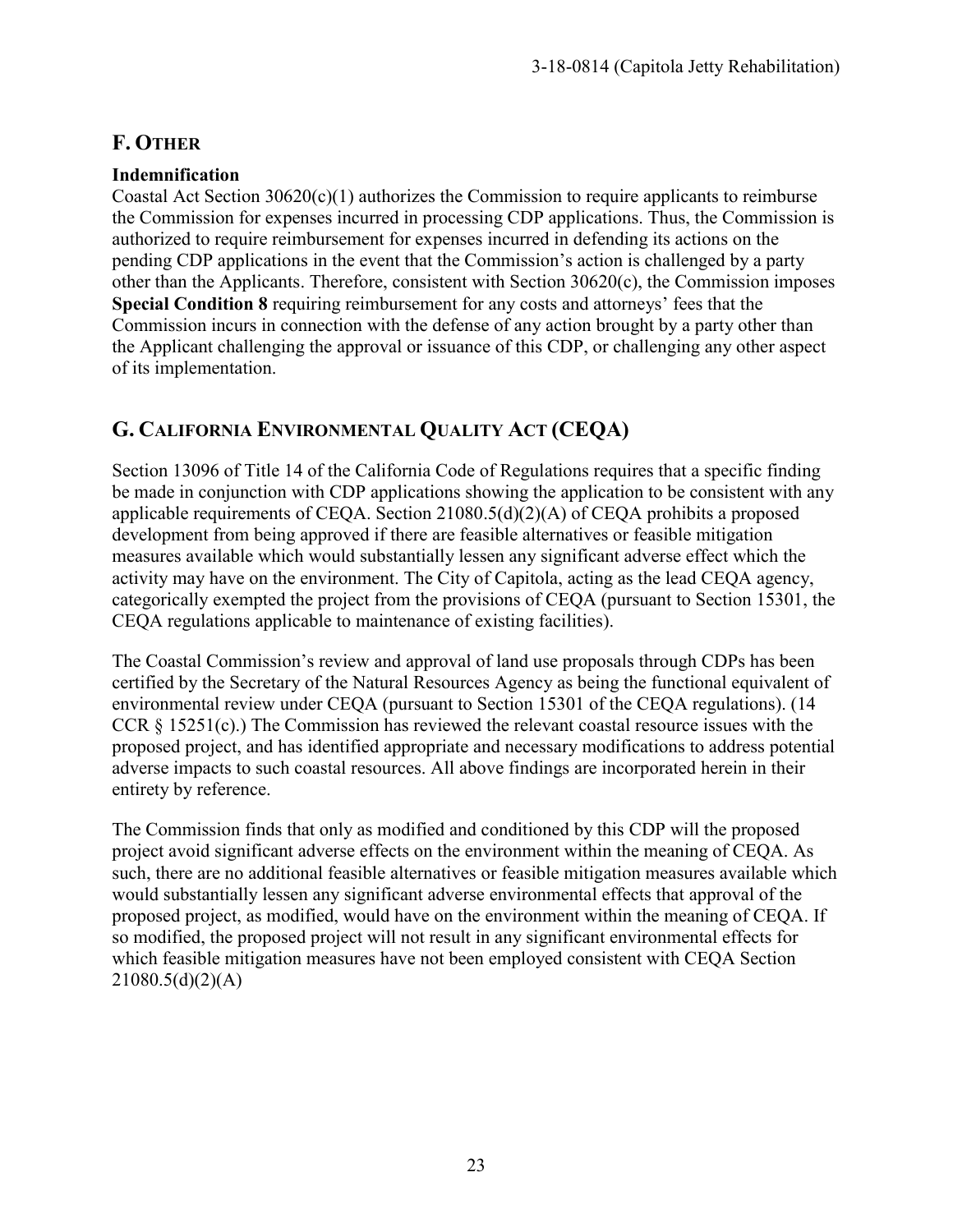## F. OTHER

**Indemnification**

Coastal Act Section 30620(c)(1) authorizes the Commission to require applicants to reimburse the Commission for expenses incurred in processing CDP applications. Thus, the Commission is authorized to require reimbursement for expenses incurred in defending its actions on the pending CDP applications in the event that the Commission's action is challenged by a party other than the Applicants. Therefore, consistent with Section 30620(c), the Commission imposes **Special Condition 8** requiring reimbursement for any costs and attorneys' fees that the Commission incurs in connection with the defense of any action brought by a party other than the Applicant challenging the approval or issuance of this CDP, or challenging any other aspect of its implementation.

## G. CALIFORNIA ENVIRONMENTAL QUALITY ACT (CEQA)

Section 13096 of Title 14 of the California Code of Regulations requires that a specific finding be made in conjunction with CDP applications showing the application to be consistent with any applicable requirements of CEQA. Section 21080.5(d)(2)(A) of CEQA prohibits a proposed development from being approved if there are feasible alternatives or feasible mitigation measures available which would substantially lessen any significant adverse effect which the activity may have on the environment. The City of Capitola, acting as the lead CEQA agency, categorically exempted the project from the provisions of CEQA (pursuant to Section 15301, the CEQA regulations applicable to maintenance of existing facilities).

The Coastal Commission's review and approval of land use proposals through CDPs has been certified by the Secretary of the Natural Resources Agency as being the functional equivalent of environmental review under CEQA (pursuant to Section 15301 of the CEQA regulations). (14 CCR § 15251(c).) The Commission has reviewed the relevant coastal resource issues with the proposed project, and has identified appropriate and necessary modifications to address potential adverse impacts to such coastal resources. All above findings are incorporated herein in their entirety by reference.

The Commission finds that only as modified and conditioned by this CDP will the proposed project avoid significant adverse effects on the environment within the meaning of CEQA. As such, there are no additional feasible alternatives or feasible mitigation measures available which would substantially lessen any significant adverse environmental effects that approval of the proposed project, as modified, would have on the environment within the meaning of CEQA. If so modified, the proposed project will not result in any significant environmental effects for which feasible mitigation measures have not been employed consistent with CEQA Section 21080.5(d)(2)(A)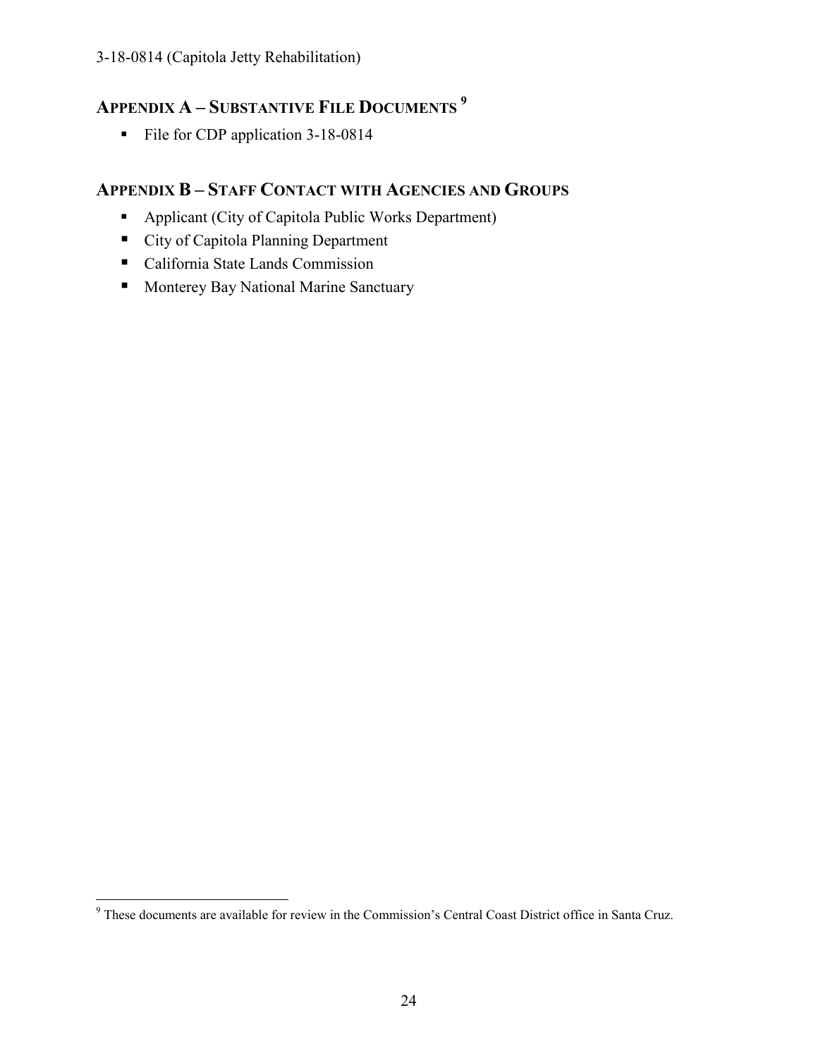## APPENDIX A – SUBSTANTIVE FILE DOCUMENTS [9]

- File for CDP application 3-18-0814

## APPENDIX B – STAFF CONTACT WITH AGENCIES AND GROUPS

- Applicant (City of Capitola Public Works Department)
- City of Capitola Planning Department
- California State Lands Commission
- Monterey Bay National Marine Sanctuary

[9] These documents are available for review in the Commission's Central Coast District office in Santa Cruz.